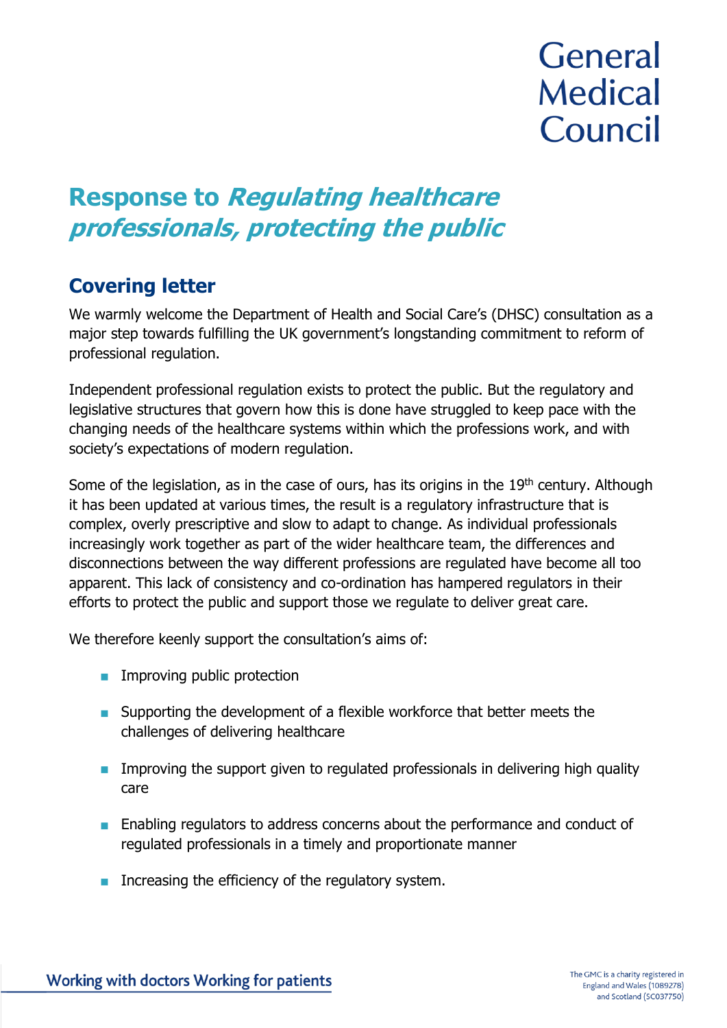General Medical Council

# Response to *Regulating healthcare professionals, protecting the public*

## Covering letter

We warmly welcome the Department of Health and Social Care's (DHSC) consultation as a major step towards fulfilling the UK government's longstanding commitment to reform of professional regulation.

Independent professional regulation exists to protect the public. But the regulatory and legislative structures that govern how this is done have struggled to keep pace with the changing needs of the healthcare systems within which the professions work, and with society's expectations of modern regulation.

Some of the legislation, as in the case of ours, has its origins in the 19th century. Although it has been updated at various times, the result is a regulatory infrastructure that is complex, overly prescriptive and slow to adapt to change. As individual professionals increasingly work together as part of the wider healthcare team, the differences and disconnections between the way different professions are regulated have become all too apparent. This lack of consistency and co-ordination has hampered regulators in their efforts to protect the public and support those we regulate to deliver great care.

We therefore keenly support the consultation's aims of:

- Improving public protection
- Supporting the development of a flexible workforce that better meets the challenges of delivering healthcare
- Improving the support given to regulated professionals in delivering high quality care
- Enabling regulators to address concerns about the performance and conduct of regulated professionals in a timely and proportionate manner
- Increasing the efficiency of the regulatory system.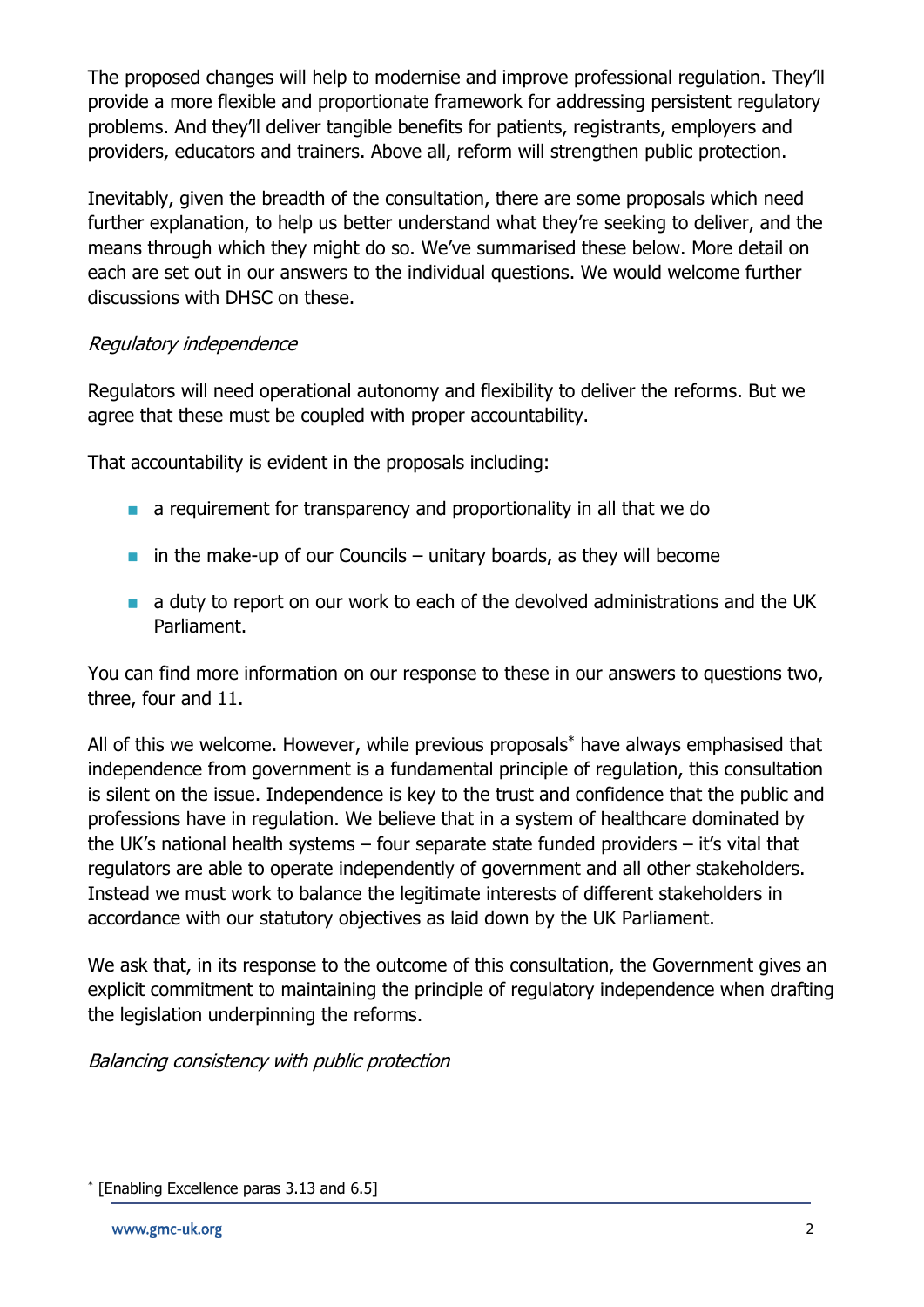The proposed changes will help to modernise and improve professional regulation. They'll provide a more flexible and proportionate framework for addressing persistent regulatory problems. And they'll deliver tangible benefits for patients, registrants, employers and providers, educators and trainers. Above all, reform will strengthen public protection.

Inevitably, given the breadth of the consultation, there are some proposals which need further explanation, to help us better understand what they're seeking to deliver, and the means through which they might do so. We've summarised these below. More detail on each are set out in our answers to the individual questions. We would welcome further discussions with DHSC on these.

*Regulatory independence*

Regulators will need operational autonomy and flexibility to deliver the reforms. But we agree that these must be coupled with proper accountability.

That accountability is evident in the proposals including:

- a requirement for transparency and proportionality in all that we do
- in the make-up of our Councils – unitary boards, as they will become
- a duty to report on our work to each of the devolved administrations and the UK Parliament.

You can find more information on our response to these in our answers to questions two, three, four and 11.

All of this we welcome. However, while previous proposals* have always emphasised that independence from government is a fundamental principle of regulation, this consultation is silent on the issue. Independence is key to the trust and confidence that the public and professions have in regulation. We believe that in a system of healthcare dominated by the UK's national health systems – four separate state funded providers – it's vital that regulators are able to operate independently of government and all other stakeholders. Instead we must work to balance the legitimate interests of different stakeholders in accordance with our statutory objectives as laid down by the UK Parliament.

We ask that, in its response to the outcome of this consultation, the Government gives an explicit commitment to maintaining the principle of regulatory independence when drafting the legislation underpinning the reforms.

*Balancing consistency with public protection*

* [Enabling Excellence paras 3.13 and 6.5]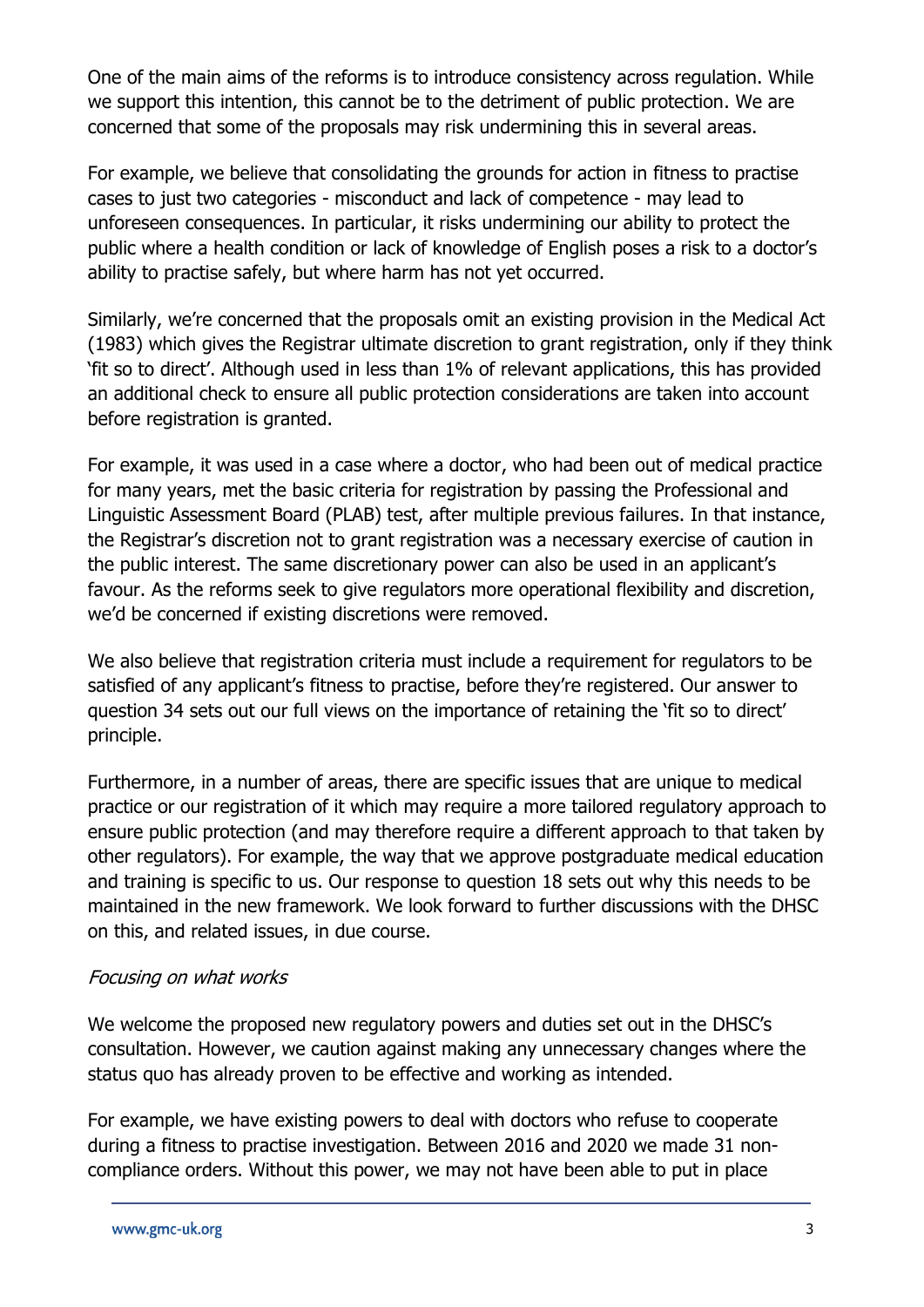One of the main aims of the reforms is to introduce consistency across regulation. While we support this intention, this cannot be to the detriment of public protection. We are concerned that some of the proposals may risk undermining this in several areas.

For example, we believe that consolidating the grounds for action in fitness to practise cases to just two categories - misconduct and lack of competence - may lead to unforeseen consequences. In particular, it risks undermining our ability to protect the public where a health condition or lack of knowledge of English poses a risk to a doctor's ability to practise safely, but where harm has not yet occurred.

Similarly, we're concerned that the proposals omit an existing provision in the Medical Act (1983) which gives the Registrar ultimate discretion to grant registration, only if they think 'fit so to direct'. Although used in less than 1% of relevant applications, this has provided an additional check to ensure all public protection considerations are taken into account before registration is granted.

For example, it was used in a case where a doctor, who had been out of medical practice for many years, met the basic criteria for registration by passing the Professional and Linguistic Assessment Board (PLAB) test, after multiple previous failures. In that instance, the Registrar's discretion not to grant registration was a necessary exercise of caution in the public interest. The same discretionary power can also be used in an applicant's favour. As the reforms seek to give regulators more operational flexibility and discretion, we'd be concerned if existing discretions were removed.

We also believe that registration criteria must include a requirement for regulators to be satisfied of any applicant's fitness to practise, before they're registered. Our answer to question 34 sets out our full views on the importance of retaining the 'fit so to direct' principle.

Furthermore, in a number of areas, there are specific issues that are unique to medical practice or our registration of it which may require a more tailored regulatory approach to ensure public protection (and may therefore require a different approach to that taken by other regulators). For example, the way that we approve postgraduate medical education and training is specific to us. Our response to question 18 sets out why this needs to be maintained in the new framework. We look forward to further discussions with the DHSC on this, and related issues, in due course.

*Focusing on what works*

We welcome the proposed new regulatory powers and duties set out in the DHSC's consultation. However, we caution against making any unnecessary changes where the status quo has already proven to be effective and working as intended.

For example, we have existing powers to deal with doctors who refuse to cooperate during a fitness to practise investigation. Between 2016 and 2020 we made 31 non-compliance orders. Without this power, we may not have been able to put in place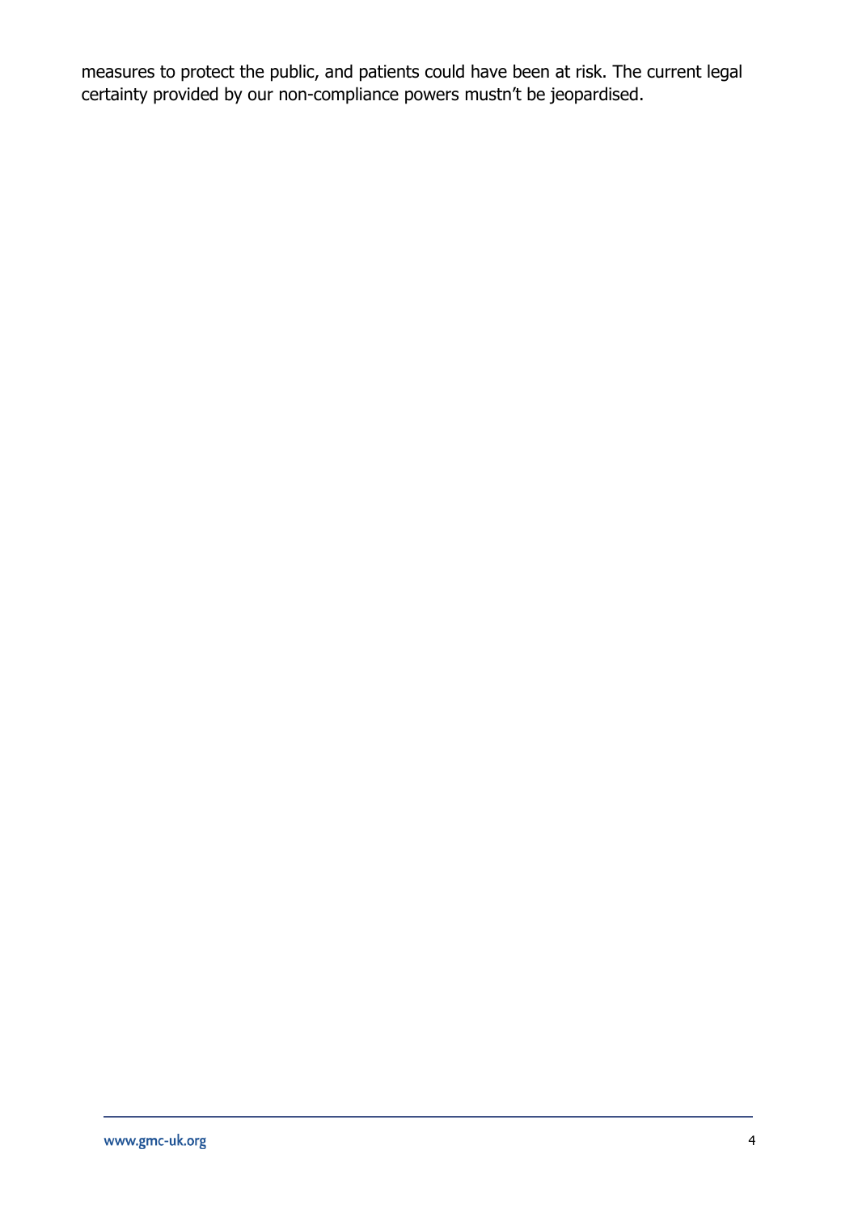measures to protect the public, and patients could have been at risk. The current legal certainty provided by our non-compliance powers mustn't be jeopardised.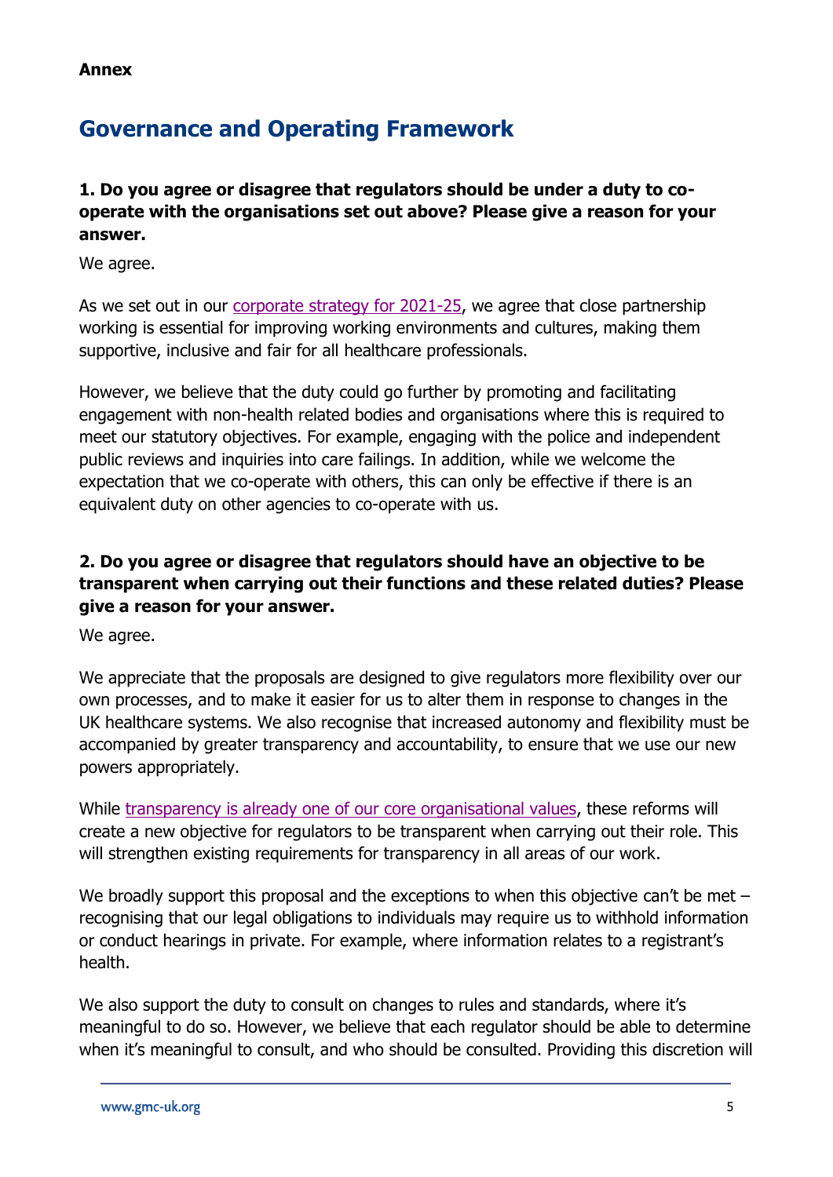**Annex**

# Governance and Operating Framework

### 1. Do you agree or disagree that regulators should be under a duty to co-operate with the organisations set out above? Please give a reason for your answer.

We agree.

As we set out in our corporate strategy for 2021-25, we agree that close partnership working is essential for improving working environments and cultures, making them supportive, inclusive and fair for all healthcare professionals.

However, we believe that the duty could go further by promoting and facilitating engagement with non-health related bodies and organisations where this is required to meet our statutory objectives. For example, engaging with the police and independent public reviews and inquiries into care failings. In addition, while we welcome the expectation that we co-operate with others, this can only be effective if there is an equivalent duty on other agencies to co-operate with us.

### 2. Do you agree or disagree that regulators should have an objective to be transparent when carrying out their functions and these related duties? Please give a reason for your answer.

We agree.

We appreciate that the proposals are designed to give regulators more flexibility over our own processes, and to make it easier for us to alter them in response to changes in the UK healthcare systems. We also recognise that increased autonomy and flexibility must be accompanied by greater transparency and accountability, to ensure that we use our new powers appropriately.

While transparency is already one of our core organisational values, these reforms will create a new objective for regulators to be transparent when carrying out their role. This will strengthen existing requirements for transparency in all areas of our work.

We broadly support this proposal and the exceptions to when this objective can't be met – recognising that our legal obligations to individuals may require us to withhold information or conduct hearings in private. For example, where information relates to a registrant's health.

We also support the duty to consult on changes to rules and standards, where it's meaningful to do so. However, we believe that each regulator should be able to determine when it's meaningful to consult, and who should be consulted. Providing this discretion will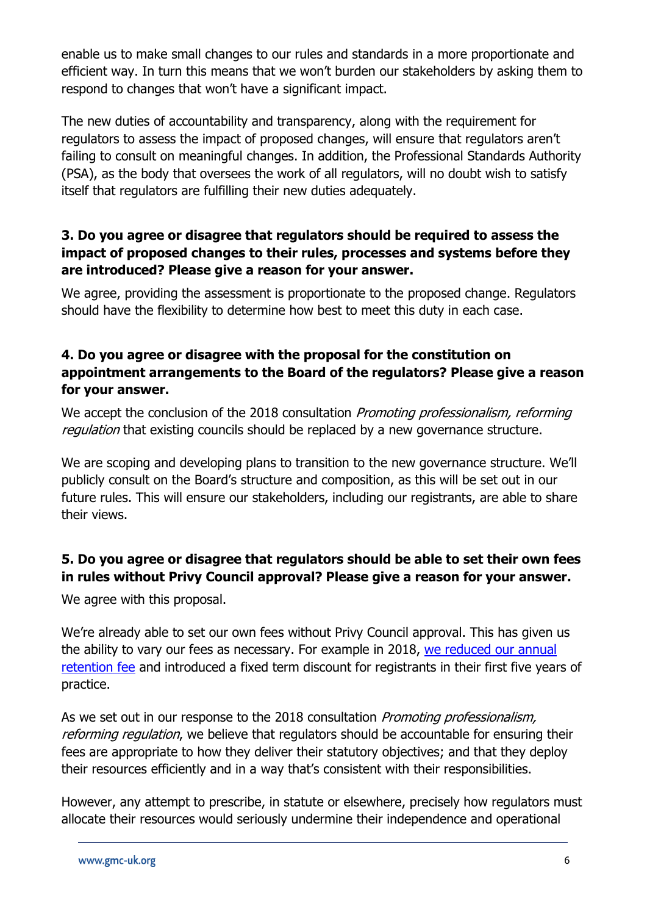enable us to make small changes to our rules and standards in a more proportionate and efficient way. In turn this means that we won't burden our stakeholders by asking them to respond to changes that won't have a significant impact.

The new duties of accountability and transparency, along with the requirement for regulators to assess the impact of proposed changes, will ensure that regulators aren't failing to consult on meaningful changes. In addition, the Professional Standards Authority (PSA), as the body that oversees the work of all regulators, will no doubt wish to satisfy itself that regulators are fulfilling their new duties adequately.

**3. Do you agree or disagree that regulators should be required to assess the impact of proposed changes to their rules, processes and systems before they are introduced? Please give a reason for your answer.**

We agree, providing the assessment is proportionate to the proposed change. Regulators should have the flexibility to determine how best to meet this duty in each case.

**4. Do you agree or disagree with the proposal for the constitution on appointment arrangements to the Board of the regulators? Please give a reason for your answer.**

We accept the conclusion of the 2018 consultation *Promoting professionalism, reforming regulation* that existing councils should be replaced by a new governance structure.

We are scoping and developing plans to transition to the new governance structure. We'll publicly consult on the Board's structure and composition, as this will be set out in our future rules. This will ensure our stakeholders, including our registrants, are able to share their views.

**5. Do you agree or disagree that regulators should be able to set their own fees in rules without Privy Council approval? Please give a reason for your answer.**

We agree with this proposal.

We're already able to set our own fees without Privy Council approval. This has given us the ability to vary our fees as necessary. For example in 2018, we reduced our annual retention fee and introduced a fixed term discount for registrants in their first five years of practice.

As we set out in our response to the 2018 consultation *Promoting professionalism, reforming regulation*, we believe that regulators should be accountable for ensuring their fees are appropriate to how they deliver their statutory objectives; and that they deploy their resources efficiently and in a way that's consistent with their responsibilities.

However, any attempt to prescribe, in statute or elsewhere, precisely how regulators must allocate their resources would seriously undermine their independence and operational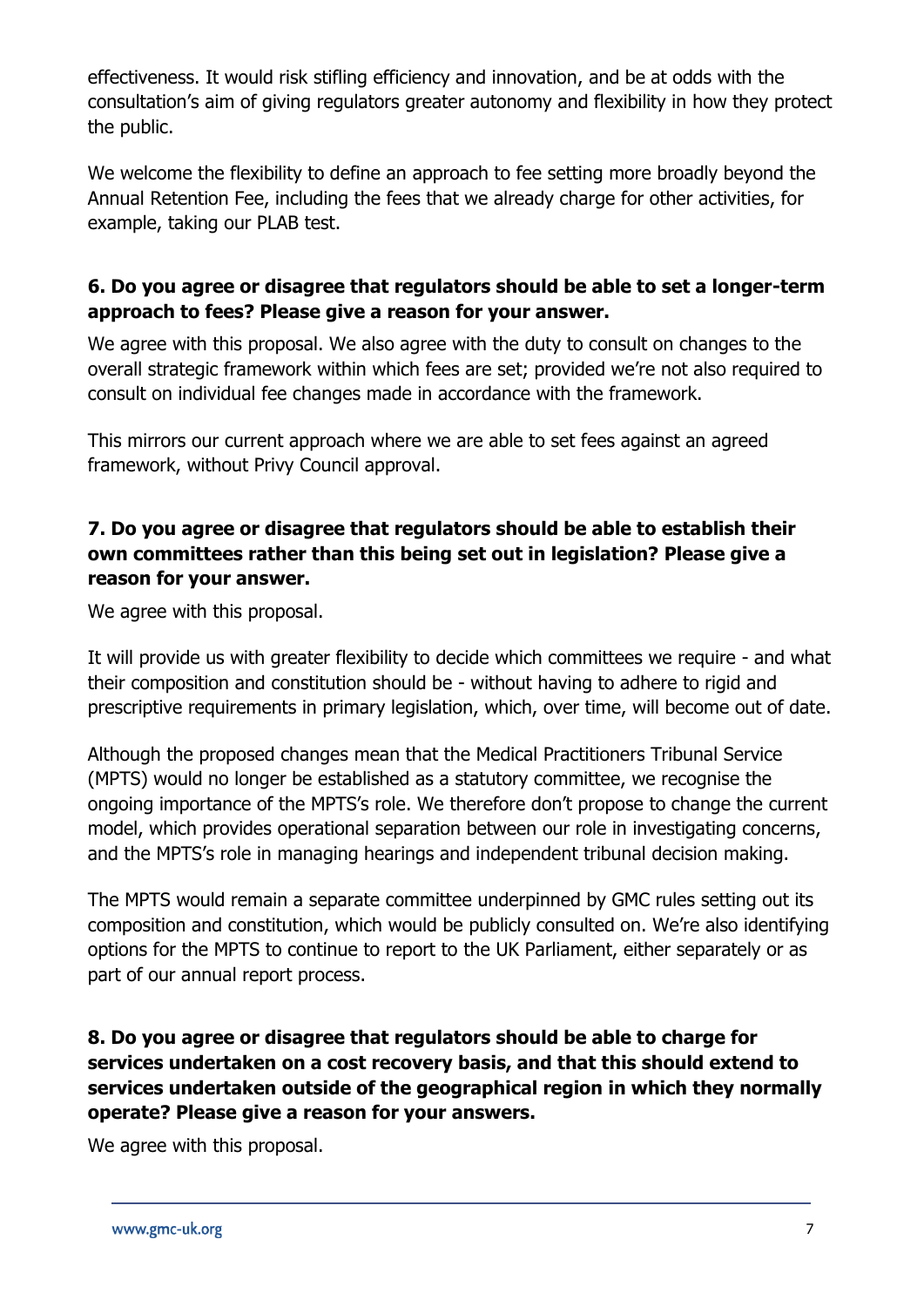effectiveness. It would risk stifling efficiency and innovation, and be at odds with the consultation's aim of giving regulators greater autonomy and flexibility in how they protect the public.

We welcome the flexibility to define an approach to fee setting more broadly beyond the Annual Retention Fee, including the fees that we already charge for other activities, for example, taking our PLAB test.

**6. Do you agree or disagree that regulators should be able to set a longer-term approach to fees? Please give a reason for your answer.**

We agree with this proposal. We also agree with the duty to consult on changes to the overall strategic framework within which fees are set; provided we're not also required to consult on individual fee changes made in accordance with the framework.

This mirrors our current approach where we are able to set fees against an agreed framework, without Privy Council approval.

**7. Do you agree or disagree that regulators should be able to establish their own committees rather than this being set out in legislation? Please give a reason for your answer.**

We agree with this proposal.

It will provide us with greater flexibility to decide which committees we require - and what their composition and constitution should be - without having to adhere to rigid and prescriptive requirements in primary legislation, which, over time, will become out of date.

Although the proposed changes mean that the Medical Practitioners Tribunal Service (MPTS) would no longer be established as a statutory committee, we recognise the ongoing importance of the MPTS's role. We therefore don't propose to change the current model, which provides operational separation between our role in investigating concerns, and the MPTS's role in managing hearings and independent tribunal decision making.

The MPTS would remain a separate committee underpinned by GMC rules setting out its composition and constitution, which would be publicly consulted on. We're also identifying options for the MPTS to continue to report to the UK Parliament, either separately or as part of our annual report process.

**8. Do you agree or disagree that regulators should be able to charge for services undertaken on a cost recovery basis, and that this should extend to services undertaken outside of the geographical region in which they normally operate? Please give a reason for your answers.**

We agree with this proposal.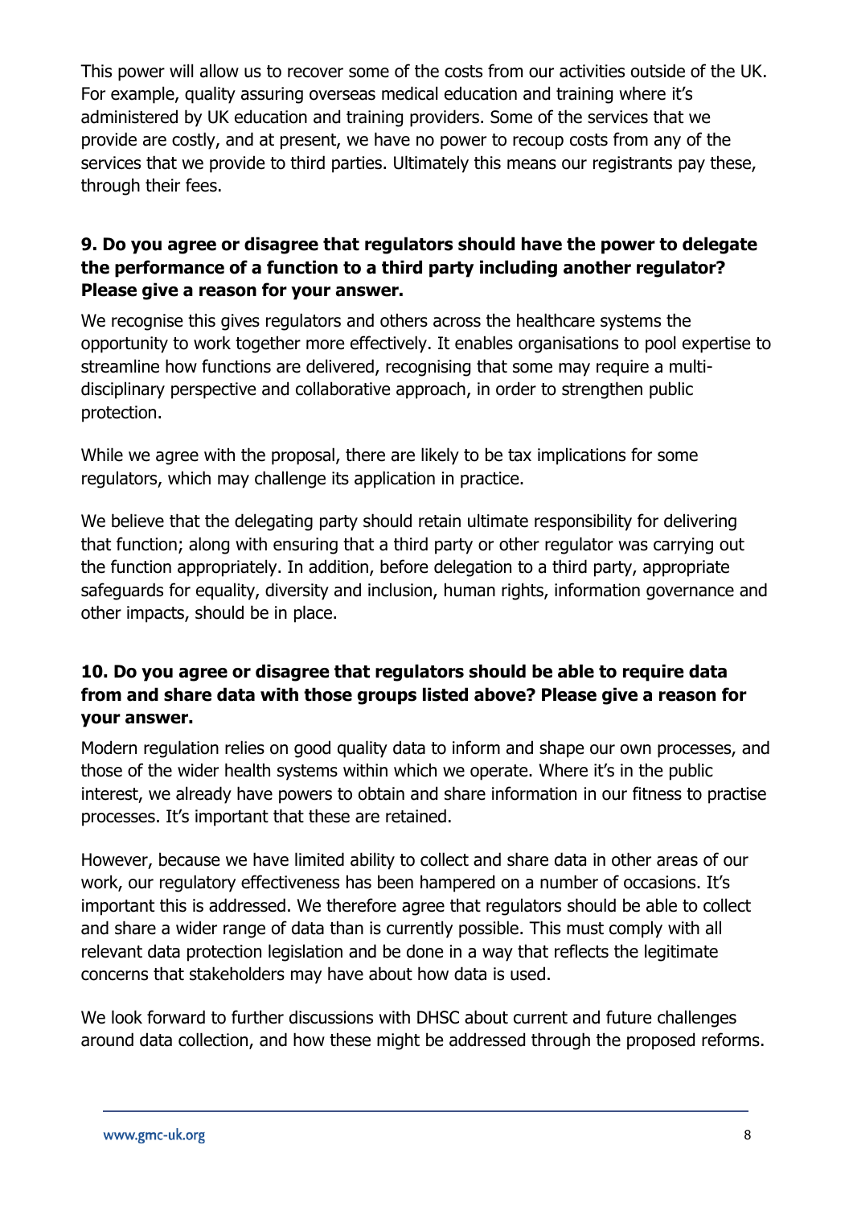This power will allow us to recover some of the costs from our activities outside of the UK. For example, quality assuring overseas medical education and training where it's administered by UK education and training providers. Some of the services that we provide are costly, and at present, we have no power to recoup costs from any of the services that we provide to third parties. Ultimately this means our registrants pay these, through their fees.

**9. Do you agree or disagree that regulators should have the power to delegate the performance of a function to a third party including another regulator? Please give a reason for your answer.**

We recognise this gives regulators and others across the healthcare systems the opportunity to work together more effectively. It enables organisations to pool expertise to streamline how functions are delivered, recognising that some may require a multi-disciplinary perspective and collaborative approach, in order to strengthen public protection.

While we agree with the proposal, there are likely to be tax implications for some regulators, which may challenge its application in practice.

We believe that the delegating party should retain ultimate responsibility for delivering that function; along with ensuring that a third party or other regulator was carrying out the function appropriately. In addition, before delegation to a third party, appropriate safeguards for equality, diversity and inclusion, human rights, information governance and other impacts, should be in place.

**10. Do you agree or disagree that regulators should be able to require data from and share data with those groups listed above? Please give a reason for your answer.**

Modern regulation relies on good quality data to inform and shape our own processes, and those of the wider health systems within which we operate. Where it's in the public interest, we already have powers to obtain and share information in our fitness to practise processes. It's important that these are retained.

However, because we have limited ability to collect and share data in other areas of our work, our regulatory effectiveness has been hampered on a number of occasions. It's important this is addressed. We therefore agree that regulators should be able to collect and share a wider range of data than is currently possible. This must comply with all relevant data protection legislation and be done in a way that reflects the legitimate concerns that stakeholders may have about how data is used.

We look forward to further discussions with DHSC about current and future challenges around data collection, and how these might be addressed through the proposed reforms.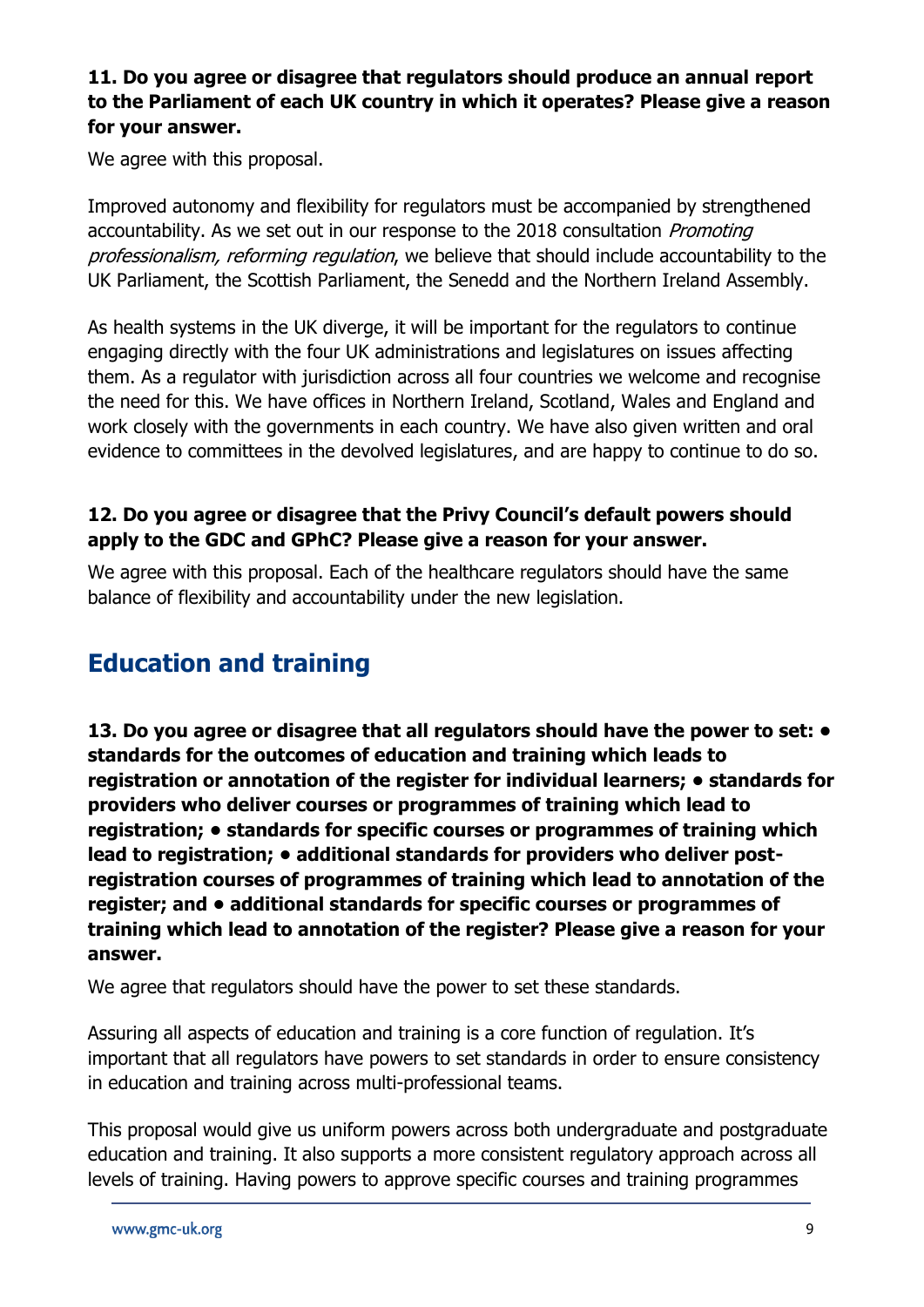**11. Do you agree or disagree that regulators should produce an annual report to the Parliament of each UK country in which it operates? Please give a reason for your answer.**

We agree with this proposal.

Improved autonomy and flexibility for regulators must be accompanied by strengthened accountability. As we set out in our response to the 2018 consultation *Promoting professionalism, reforming regulation*, we believe that should include accountability to the UK Parliament, the Scottish Parliament, the Senedd and the Northern Ireland Assembly.

As health systems in the UK diverge, it will be important for the regulators to continue engaging directly with the four UK administrations and legislatures on issues affecting them. As a regulator with jurisdiction across all four countries we welcome and recognise the need for this. We have offices in Northern Ireland, Scotland, Wales and England and work closely with the governments in each country. We have also given written and oral evidence to committees in the devolved legislatures, and are happy to continue to do so.

**12. Do you agree or disagree that the Privy Council's default powers should apply to the GDC and GPhC? Please give a reason for your answer.**

We agree with this proposal. Each of the healthcare regulators should have the same balance of flexibility and accountability under the new legislation.

## Education and training

**13. Do you agree or disagree that all regulators should have the power to set: • standards for the outcomes of education and training which leads to registration or annotation of the register for individual learners; • standards for providers who deliver courses or programmes of training which lead to registration; • standards for specific courses or programmes of training which lead to registration; • additional standards for providers who deliver post-registration courses of programmes of training which lead to annotation of the register; and • additional standards for specific courses or programmes of training which lead to annotation of the register? Please give a reason for your answer.**

We agree that regulators should have the power to set these standards.

Assuring all aspects of education and training is a core function of regulation. It's important that all regulators have powers to set standards in order to ensure consistency in education and training across multi-professional teams.

This proposal would give us uniform powers across both undergraduate and postgraduate education and training. It also supports a more consistent regulatory approach across all levels of training. Having powers to approve specific courses and training programmes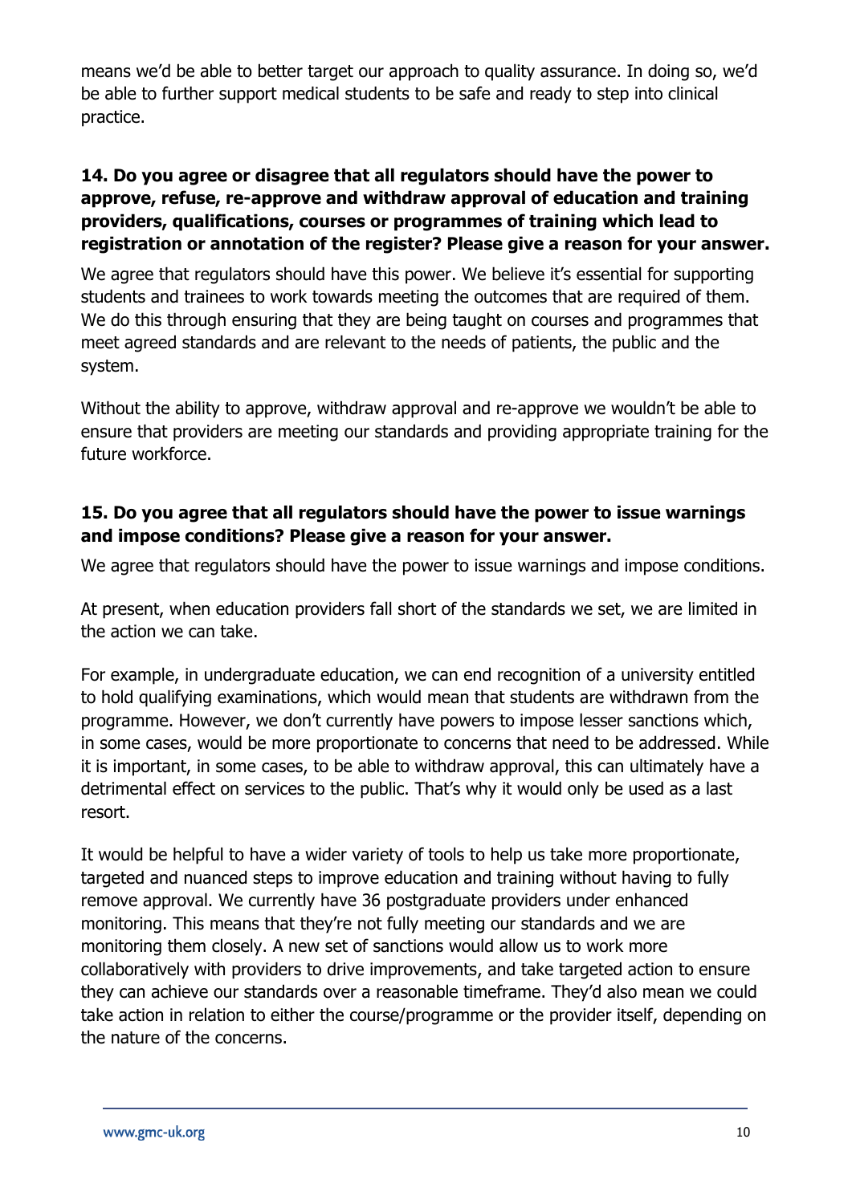means we'd be able to better target our approach to quality assurance. In doing so, we'd be able to further support medical students to be safe and ready to step into clinical practice.

**14. Do you agree or disagree that all regulators should have the power to approve, refuse, re-approve and withdraw approval of education and training providers, qualifications, courses or programmes of training which lead to registration or annotation of the register? Please give a reason for your answer.**

We agree that regulators should have this power. We believe it's essential for supporting students and trainees to work towards meeting the outcomes that are required of them. We do this through ensuring that they are being taught on courses and programmes that meet agreed standards and are relevant to the needs of patients, the public and the system.

Without the ability to approve, withdraw approval and re-approve we wouldn't be able to ensure that providers are meeting our standards and providing appropriate training for the future workforce.

**15. Do you agree that all regulators should have the power to issue warnings and impose conditions? Please give a reason for your answer.**

We agree that regulators should have the power to issue warnings and impose conditions.

At present, when education providers fall short of the standards we set, we are limited in the action we can take.

For example, in undergraduate education, we can end recognition of a university entitled to hold qualifying examinations, which would mean that students are withdrawn from the programme. However, we don't currently have powers to impose lesser sanctions which, in some cases, would be more proportionate to concerns that need to be addressed. While it is important, in some cases, to be able to withdraw approval, this can ultimately have a detrimental effect on services to the public. That's why it would only be used as a last resort.

It would be helpful to have a wider variety of tools to help us take more proportionate, targeted and nuanced steps to improve education and training without having to fully remove approval. We currently have 36 postgraduate providers under enhanced monitoring. This means that they're not fully meeting our standards and we are monitoring them closely. A new set of sanctions would allow us to work more collaboratively with providers to drive improvements, and take targeted action to ensure they can achieve our standards over a reasonable timeframe. They'd also mean we could take action in relation to either the course/programme or the provider itself, depending on the nature of the concerns.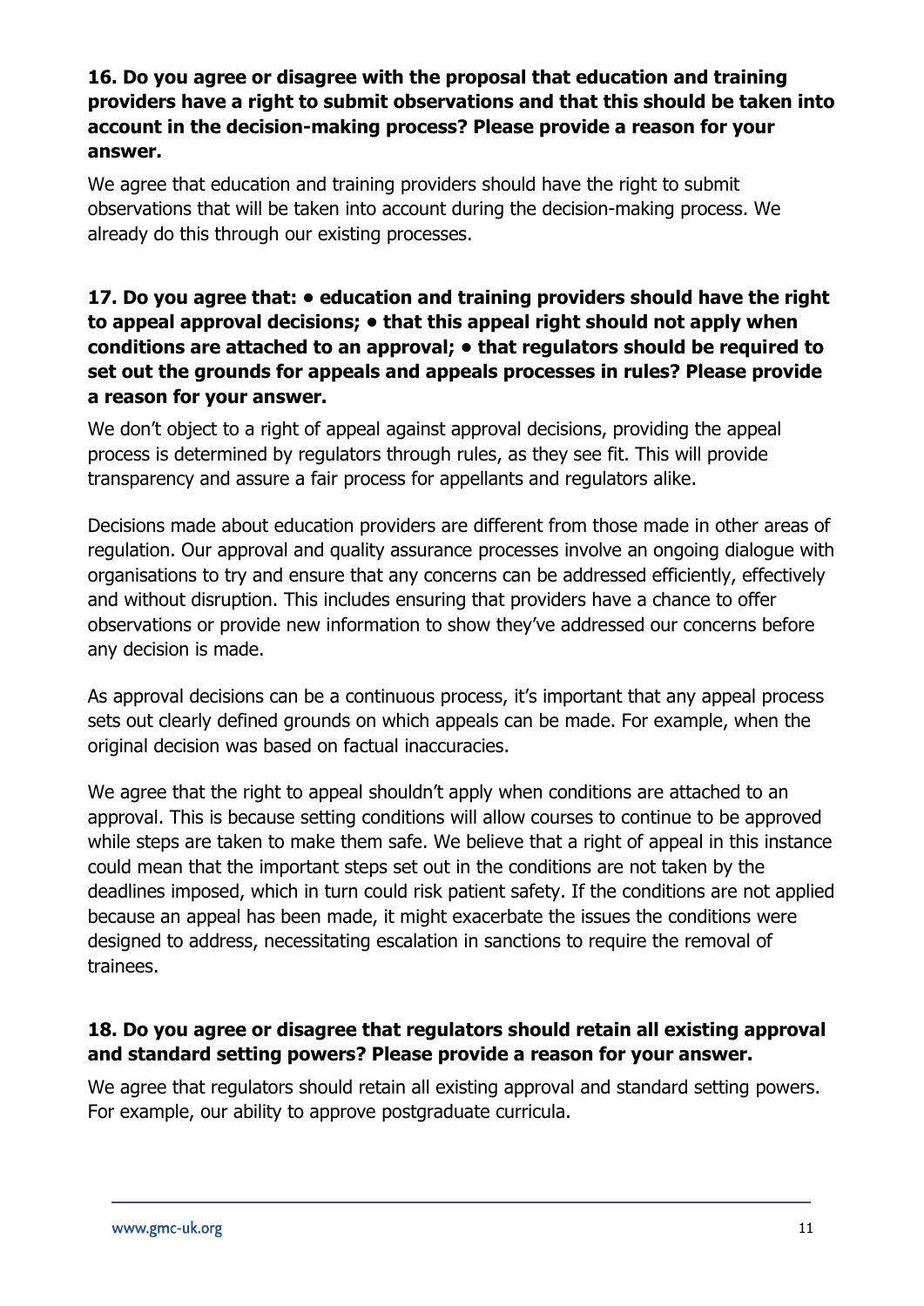**16. Do you agree or disagree with the proposal that education and training providers have a right to submit observations and that this should be taken into account in the decision-making process? Please provide a reason for your answer.**

We agree that education and training providers should have the right to submit observations that will be taken into account during the decision-making process. We already do this through our existing processes.

**17. Do you agree that: • education and training providers should have the right to appeal approval decisions; • that this appeal right should not apply when conditions are attached to an approval; • that regulators should be required to set out the grounds for appeals and appeals processes in rules? Please provide a reason for your answer.**

We don't object to a right of appeal against approval decisions, providing the appeal process is determined by regulators through rules, as they see fit. This will provide transparency and assure a fair process for appellants and regulators alike.

Decisions made about education providers are different from those made in other areas of regulation. Our approval and quality assurance processes involve an ongoing dialogue with organisations to try and ensure that any concerns can be addressed efficiently, effectively and without disruption. This includes ensuring that providers have a chance to offer observations or provide new information to show they've addressed our concerns before any decision is made.

As approval decisions can be a continuous process, it's important that any appeal process sets out clearly defined grounds on which appeals can be made. For example, when the original decision was based on factual inaccuracies.

We agree that the right to appeal shouldn't apply when conditions are attached to an approval. This is because setting conditions will allow courses to continue to be approved while steps are taken to make them safe. We believe that a right of appeal in this instance could mean that the important steps set out in the conditions are not taken by the deadlines imposed, which in turn could risk patient safety. If the conditions are not applied because an appeal has been made, it might exacerbate the issues the conditions were designed to address, necessitating escalation in sanctions to require the removal of trainees.

**18. Do you agree or disagree that regulators should retain all existing approval and standard setting powers? Please provide a reason for your answer.**

We agree that regulators should retain all existing approval and standard setting powers. For example, our ability to approve postgraduate curricula.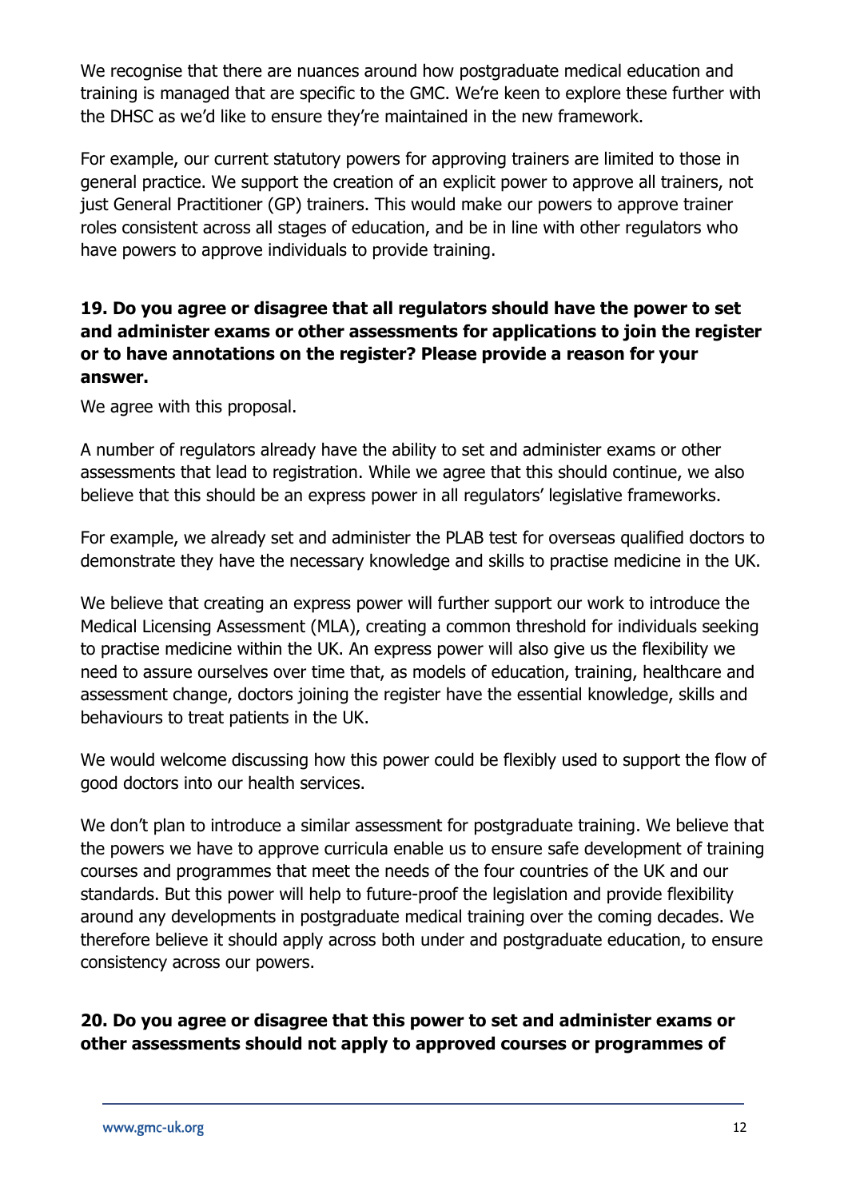We recognise that there are nuances around how postgraduate medical education and training is managed that are specific to the GMC. We're keen to explore these further with the DHSC as we'd like to ensure they're maintained in the new framework.

For example, our current statutory powers for approving trainers are limited to those in general practice. We support the creation of an explicit power to approve all trainers, not just General Practitioner (GP) trainers. This would make our powers to approve trainer roles consistent across all stages of education, and be in line with other regulators who have powers to approve individuals to provide training.

**19. Do you agree or disagree that all regulators should have the power to set and administer exams or other assessments for applications to join the register or to have annotations on the register? Please provide a reason for your answer.**

We agree with this proposal.

A number of regulators already have the ability to set and administer exams or other assessments that lead to registration. While we agree that this should continue, we also believe that this should be an express power in all regulators' legislative frameworks.

For example, we already set and administer the PLAB test for overseas qualified doctors to demonstrate they have the necessary knowledge and skills to practise medicine in the UK.

We believe that creating an express power will further support our work to introduce the Medical Licensing Assessment (MLA), creating a common threshold for individuals seeking to practise medicine within the UK. An express power will also give us the flexibility we need to assure ourselves over time that, as models of education, training, healthcare and assessment change, doctors joining the register have the essential knowledge, skills and behaviours to treat patients in the UK.

We would welcome discussing how this power could be flexibly used to support the flow of good doctors into our health services.

We don't plan to introduce a similar assessment for postgraduate training. We believe that the powers we have to approve curricula enable us to ensure safe development of training courses and programmes that meet the needs of the four countries of the UK and our standards. But this power will help to future-proof the legislation and provide flexibility around any developments in postgraduate medical training over the coming decades. We therefore believe it should apply across both under and postgraduate education, to ensure consistency across our powers.

**20. Do you agree or disagree that this power to set and administer exams or other assessments should not apply to approved courses or programmes of**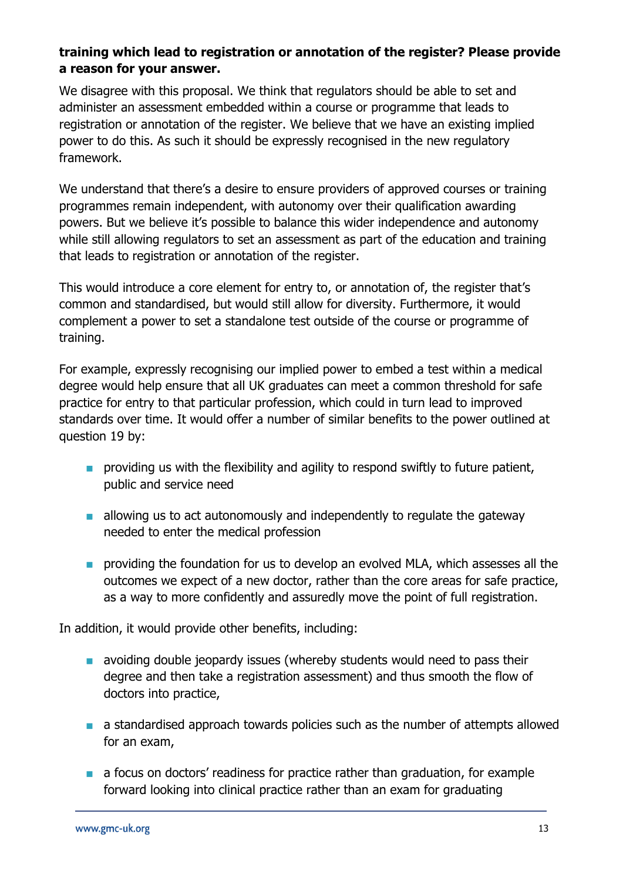**training which lead to registration or annotation of the register? Please provide a reason for your answer.**

We disagree with this proposal. We think that regulators should be able to set and administer an assessment embedded within a course or programme that leads to registration or annotation of the register. We believe that we have an existing implied power to do this. As such it should be expressly recognised in the new regulatory framework.

We understand that there's a desire to ensure providers of approved courses or training programmes remain independent, with autonomy over their qualification awarding powers. But we believe it's possible to balance this wider independence and autonomy while still allowing regulators to set an assessment as part of the education and training that leads to registration or annotation of the register.

This would introduce a core element for entry to, or annotation of, the register that's common and standardised, but would still allow for diversity. Furthermore, it would complement a power to set a standalone test outside of the course or programme of training.

For example, expressly recognising our implied power to embed a test within a medical degree would help ensure that all UK graduates can meet a common threshold for safe practice for entry to that particular profession, which could in turn lead to improved standards over time. It would offer a number of similar benefits to the power outlined at question 19 by:

- providing us with the flexibility and agility to respond swiftly to future patient, public and service need
- allowing us to act autonomously and independently to regulate the gateway needed to enter the medical profession
- providing the foundation for us to develop an evolved MLA, which assesses all the outcomes we expect of a new doctor, rather than the core areas for safe practice, as a way to more confidently and assuredly move the point of full registration.

In addition, it would provide other benefits, including:

- avoiding double jeopardy issues (whereby students would need to pass their degree and then take a registration assessment) and thus smooth the flow of doctors into practice,
- a standardised approach towards policies such as the number of attempts allowed for an exam,
- a focus on doctors' readiness for practice rather than graduation, for example forward looking into clinical practice rather than an exam for graduating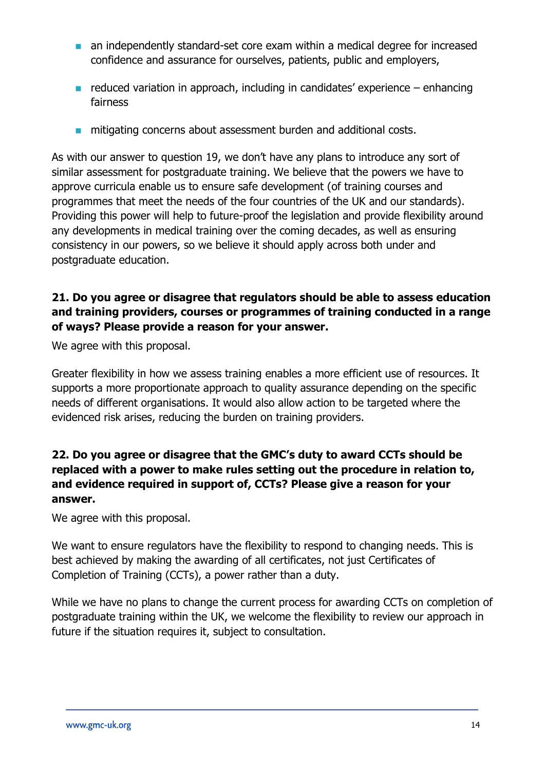- an independently standard-set core exam within a medical degree for increased confidence and assurance for ourselves, patients, public and employers,
- reduced variation in approach, including in candidates' experience – enhancing fairness
- mitigating concerns about assessment burden and additional costs.

As with our answer to question 19, we don't have any plans to introduce any sort of similar assessment for postgraduate training. We believe that the powers we have to approve curricula enable us to ensure safe development (of training courses and programmes that meet the needs of the four countries of the UK and our standards). Providing this power will help to future-proof the legislation and provide flexibility around any developments in medical training over the coming decades, as well as ensuring consistency in our powers, so we believe it should apply across both under and postgraduate education.

**21. Do you agree or disagree that regulators should be able to assess education and training providers, courses or programmes of training conducted in a range of ways? Please provide a reason for your answer.**

We agree with this proposal.

Greater flexibility in how we assess training enables a more efficient use of resources. It supports a more proportionate approach to quality assurance depending on the specific needs of different organisations. It would also allow action to be targeted where the evidenced risk arises, reducing the burden on training providers.

**22. Do you agree or disagree that the GMC's duty to award CCTs should be replaced with a power to make rules setting out the procedure in relation to, and evidence required in support of, CCTs? Please give a reason for your answer.**

We agree with this proposal.

We want to ensure regulators have the flexibility to respond to changing needs. This is best achieved by making the awarding of all certificates, not just Certificates of Completion of Training (CCTs), a power rather than a duty.

While we have no plans to change the current process for awarding CCTs on completion of postgraduate training within the UK, we welcome the flexibility to review our approach in future if the situation requires it, subject to consultation.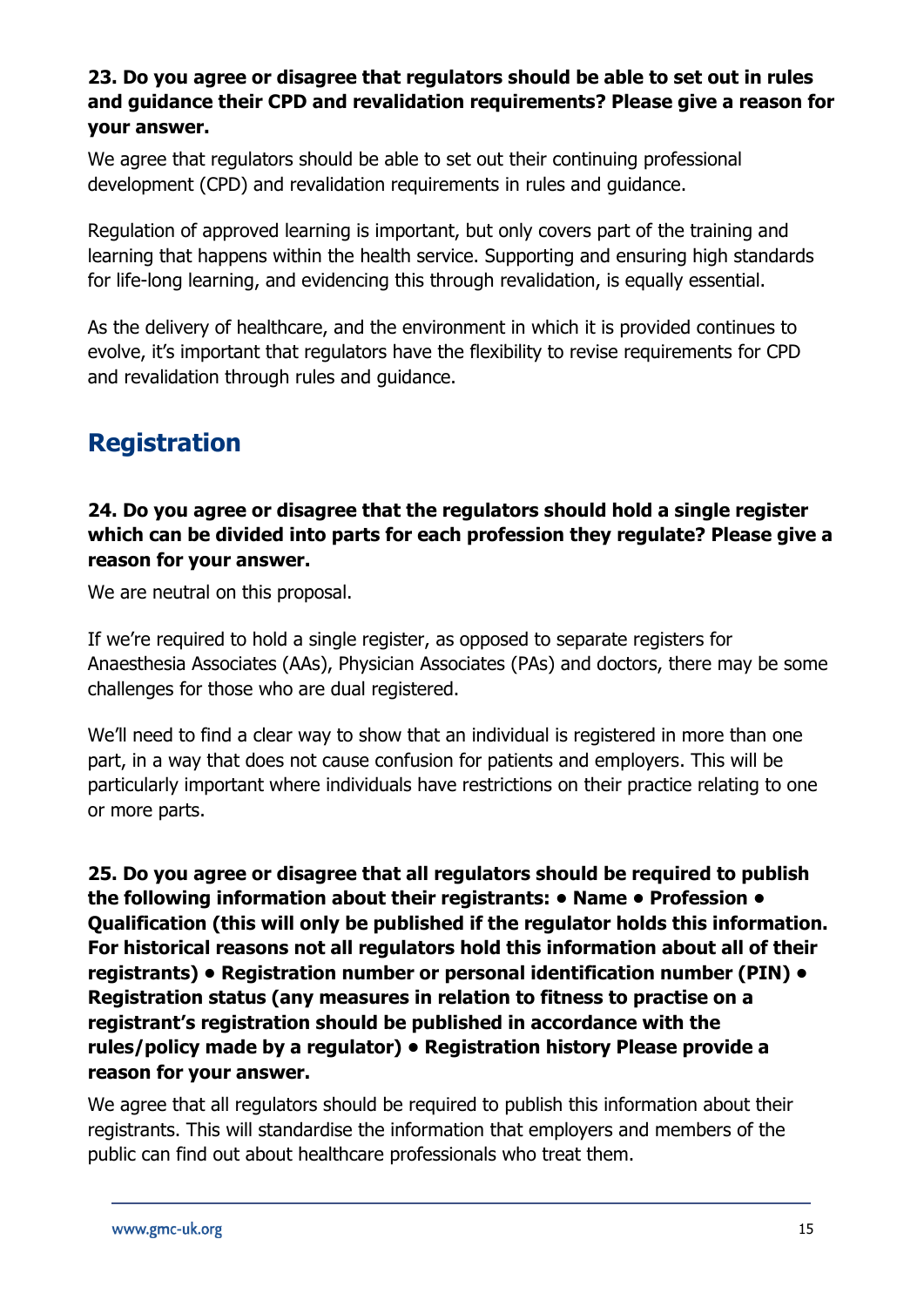**23. Do you agree or disagree that regulators should be able to set out in rules and guidance their CPD and revalidation requirements? Please give a reason for your answer.**

We agree that regulators should be able to set out their continuing professional development (CPD) and revalidation requirements in rules and guidance.

Regulation of approved learning is important, but only covers part of the training and learning that happens within the health service. Supporting and ensuring high standards for life-long learning, and evidencing this through revalidation, is equally essential.

As the delivery of healthcare, and the environment in which it is provided continues to evolve, it's important that regulators have the flexibility to revise requirements for CPD and revalidation through rules and guidance.

## Registration

**24. Do you agree or disagree that the regulators should hold a single register which can be divided into parts for each profession they regulate? Please give a reason for your answer.**

We are neutral on this proposal.

If we're required to hold a single register, as opposed to separate registers for Anaesthesia Associates (AAs), Physician Associates (PAs) and doctors, there may be some challenges for those who are dual registered.

We'll need to find a clear way to show that an individual is registered in more than one part, in a way that does not cause confusion for patients and employers. This will be particularly important where individuals have restrictions on their practice relating to one or more parts.

**25. Do you agree or disagree that all regulators should be required to publish the following information about their registrants: • Name • Profession • Qualification (this will only be published if the regulator holds this information. For historical reasons not all regulators hold this information about all of their registrants) • Registration number or personal identification number (PIN) • Registration status (any measures in relation to fitness to practise on a registrant's registration should be published in accordance with the rules/policy made by a regulator) • Registration history Please provide a reason for your answer.**

We agree that all regulators should be required to publish this information about their registrants. This will standardise the information that employers and members of the public can find out about healthcare professionals who treat them.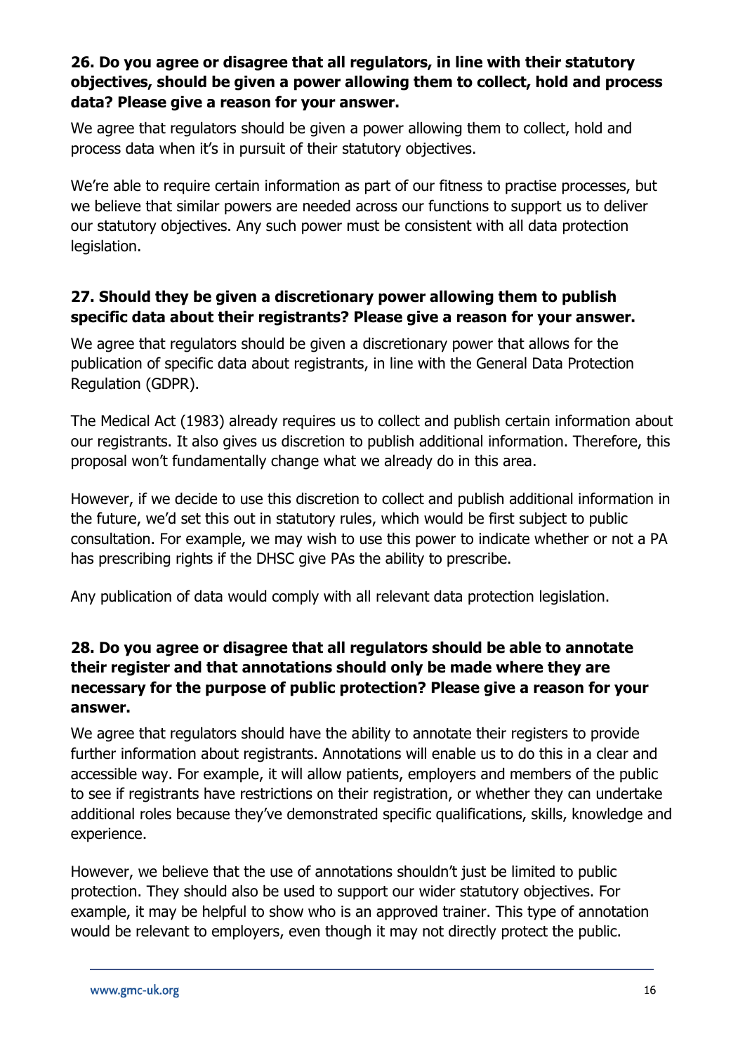**26. Do you agree or disagree that all regulators, in line with their statutory objectives, should be given a power allowing them to collect, hold and process data? Please give a reason for your answer.**

We agree that regulators should be given a power allowing them to collect, hold and process data when it's in pursuit of their statutory objectives.

We're able to require certain information as part of our fitness to practise processes, but we believe that similar powers are needed across our functions to support us to deliver our statutory objectives. Any such power must be consistent with all data protection legislation.

**27. Should they be given a discretionary power allowing them to publish specific data about their registrants? Please give a reason for your answer.**

We agree that regulators should be given a discretionary power that allows for the publication of specific data about registrants, in line with the General Data Protection Regulation (GDPR).

The Medical Act (1983) already requires us to collect and publish certain information about our registrants. It also gives us discretion to publish additional information. Therefore, this proposal won't fundamentally change what we already do in this area.

However, if we decide to use this discretion to collect and publish additional information in the future, we'd set this out in statutory rules, which would be first subject to public consultation. For example, we may wish to use this power to indicate whether or not a PA has prescribing rights if the DHSC give PAs the ability to prescribe.

Any publication of data would comply with all relevant data protection legislation.

**28. Do you agree or disagree that all regulators should be able to annotate their register and that annotations should only be made where they are necessary for the purpose of public protection? Please give a reason for your answer.**

We agree that regulators should have the ability to annotate their registers to provide further information about registrants. Annotations will enable us to do this in a clear and accessible way. For example, it will allow patients, employers and members of the public to see if registrants have restrictions on their registration, or whether they can undertake additional roles because they've demonstrated specific qualifications, skills, knowledge and experience.

However, we believe that the use of annotations shouldn't just be limited to public protection. They should also be used to support our wider statutory objectives. For example, it may be helpful to show who is an approved trainer. This type of annotation would be relevant to employers, even though it may not directly protect the public.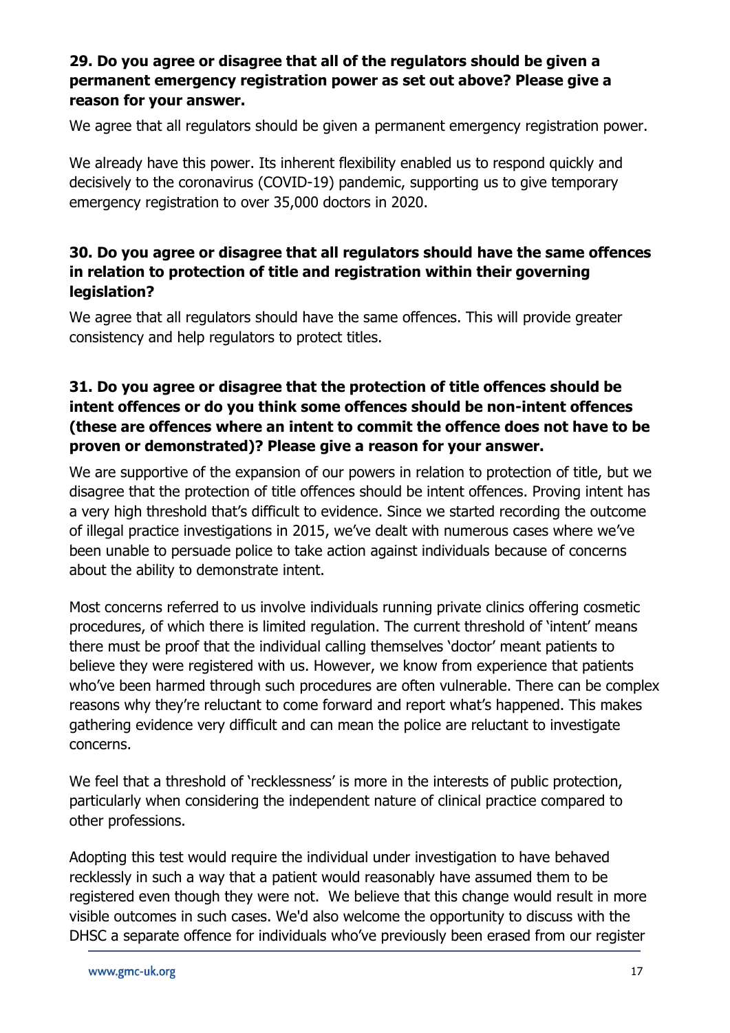**29. Do you agree or disagree that all of the regulators should be given a permanent emergency registration power as set out above? Please give a reason for your answer.**

We agree that all regulators should be given a permanent emergency registration power.

We already have this power. Its inherent flexibility enabled us to respond quickly and decisively to the coronavirus (COVID-19) pandemic, supporting us to give temporary emergency registration to over 35,000 doctors in 2020.

**30. Do you agree or disagree that all regulators should have the same offences in relation to protection of title and registration within their governing legislation?**

We agree that all regulators should have the same offences. This will provide greater consistency and help regulators to protect titles.

**31. Do you agree or disagree that the protection of title offences should be intent offences or do you think some offences should be non-intent offences (these are offences where an intent to commit the offence does not have to be proven or demonstrated)? Please give a reason for your answer.**

We are supportive of the expansion of our powers in relation to protection of title, but we disagree that the protection of title offences should be intent offences. Proving intent has a very high threshold that's difficult to evidence. Since we started recording the outcome of illegal practice investigations in 2015, we've dealt with numerous cases where we've been unable to persuade police to take action against individuals because of concerns about the ability to demonstrate intent.

Most concerns referred to us involve individuals running private clinics offering cosmetic procedures, of which there is limited regulation. The current threshold of 'intent' means there must be proof that the individual calling themselves 'doctor' meant patients to believe they were registered with us. However, we know from experience that patients who've been harmed through such procedures are often vulnerable. There can be complex reasons why they're reluctant to come forward and report what's happened. This makes gathering evidence very difficult and can mean the police are reluctant to investigate concerns.

We feel that a threshold of 'recklessness' is more in the interests of public protection, particularly when considering the independent nature of clinical practice compared to other professions.

Adopting this test would require the individual under investigation to have behaved recklessly in such a way that a patient would reasonably have assumed them to be registered even though they were not. We believe that this change would result in more visible outcomes in such cases. We'd also welcome the opportunity to discuss with the DHSC a separate offence for individuals who've previously been erased from our register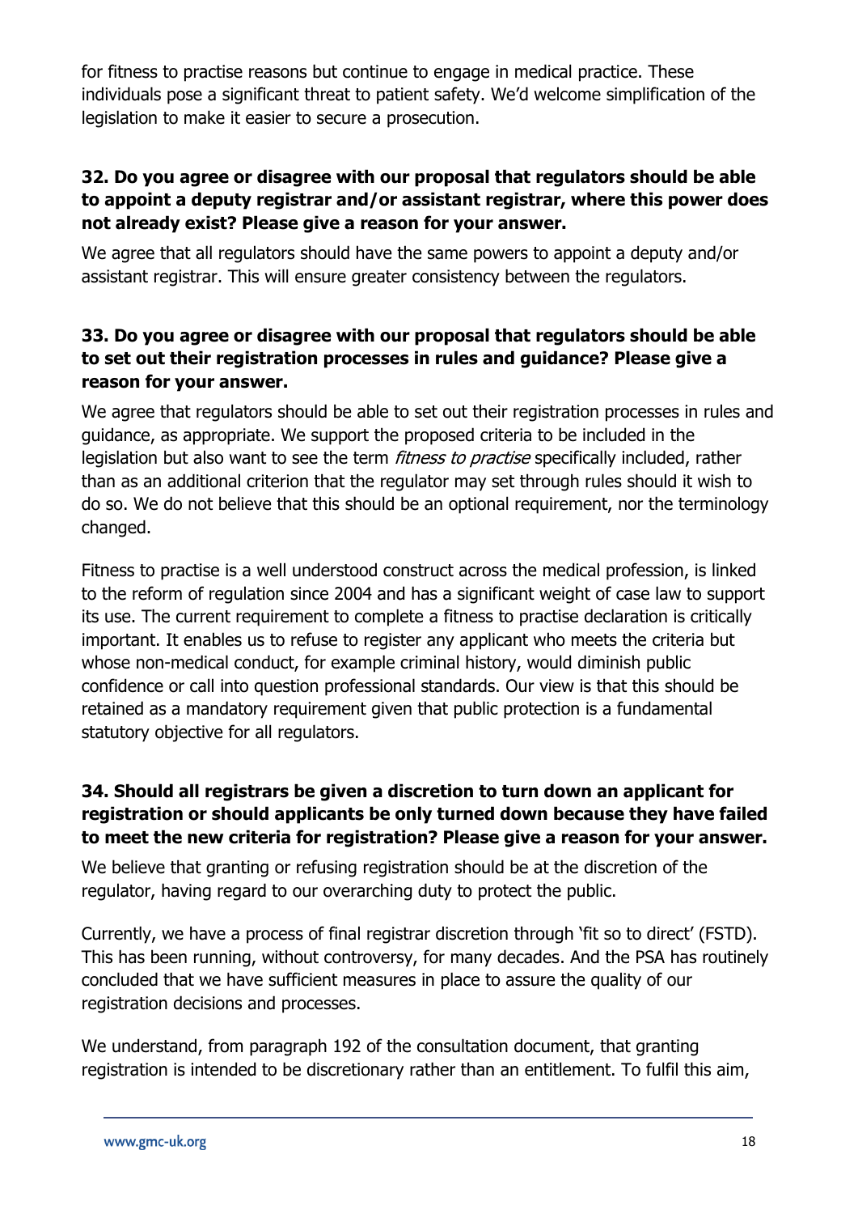for fitness to practise reasons but continue to engage in medical practice. These individuals pose a significant threat to patient safety. We'd welcome simplification of the legislation to make it easier to secure a prosecution.

**32. Do you agree or disagree with our proposal that regulators should be able to appoint a deputy registrar and/or assistant registrar, where this power does not already exist? Please give a reason for your answer.**

We agree that all regulators should have the same powers to appoint a deputy and/or assistant registrar. This will ensure greater consistency between the regulators.

**33. Do you agree or disagree with our proposal that regulators should be able to set out their registration processes in rules and guidance? Please give a reason for your answer.**

We agree that regulators should be able to set out their registration processes in rules and guidance, as appropriate. We support the proposed criteria to be included in the legislation but also want to see the term *fitness to practise* specifically included, rather than as an additional criterion that the regulator may set through rules should it wish to do so. We do not believe that this should be an optional requirement, nor the terminology changed.

Fitness to practise is a well understood construct across the medical profession, is linked to the reform of regulation since 2004 and has a significant weight of case law to support its use. The current requirement to complete a fitness to practise declaration is critically important. It enables us to refuse to register any applicant who meets the criteria but whose non-medical conduct, for example criminal history, would diminish public confidence or call into question professional standards. Our view is that this should be retained as a mandatory requirement given that public protection is a fundamental statutory objective for all regulators.

**34. Should all registrars be given a discretion to turn down an applicant for registration or should applicants be only turned down because they have failed to meet the new criteria for registration? Please give a reason for your answer.**

We believe that granting or refusing registration should be at the discretion of the regulator, having regard to our overarching duty to protect the public.

Currently, we have a process of final registrar discretion through 'fit so to direct' (FSTD). This has been running, without controversy, for many decades. And the PSA has routinely concluded that we have sufficient measures in place to assure the quality of our registration decisions and processes.

We understand, from paragraph 192 of the consultation document, that granting registration is intended to be discretionary rather than an entitlement. To fulfil this aim,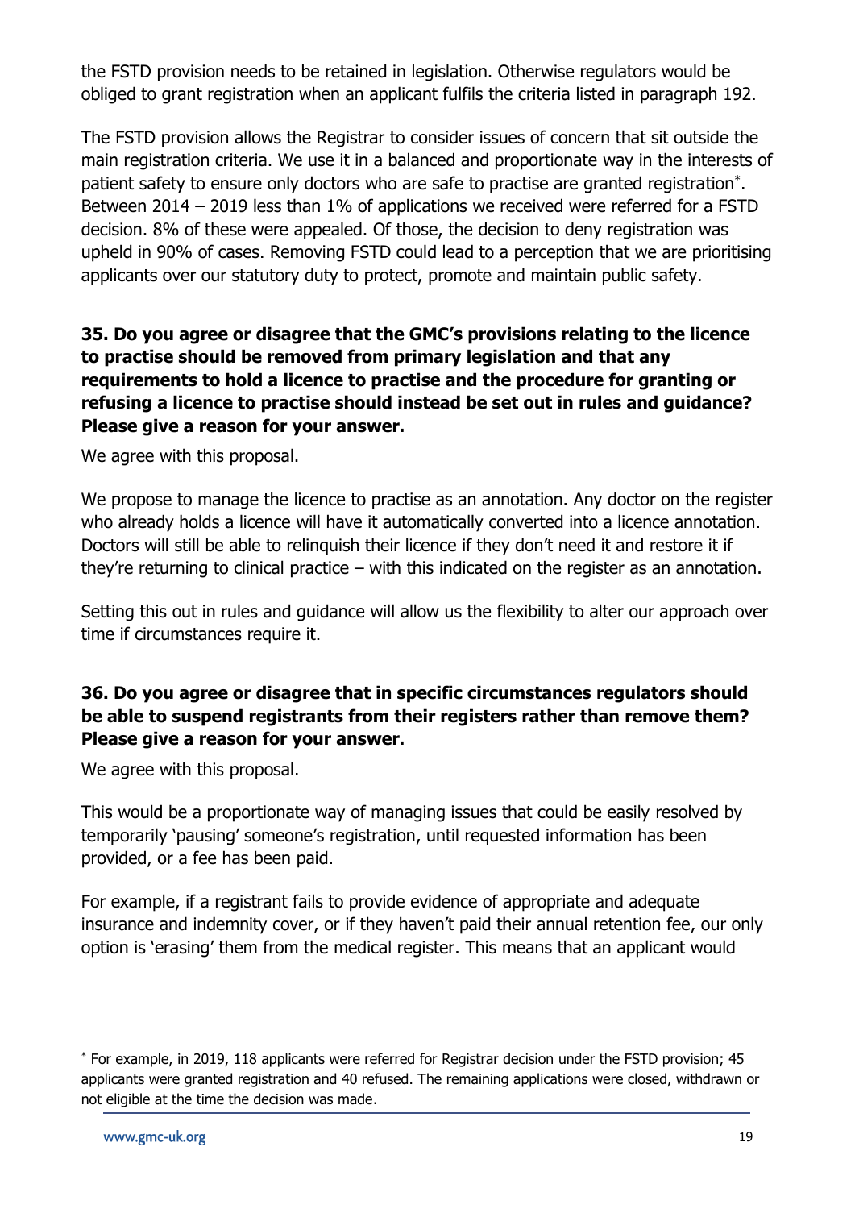the FSTD provision needs to be retained in legislation. Otherwise regulators would be obliged to grant registration when an applicant fulfils the criteria listed in paragraph 192.

The FSTD provision allows the Registrar to consider issues of concern that sit outside the main registration criteria. We use it in a balanced and proportionate way in the interests of patient safety to ensure only doctors who are safe to practise are granted registration[*]. Between 2014 – 2019 less than 1% of applications we received were referred for a FSTD decision. 8% of these were appealed. Of those, the decision to deny registration was upheld in 90% of cases. Removing FSTD could lead to a perception that we are prioritising applicants over our statutory duty to protect, promote and maintain public safety.

**35. Do you agree or disagree that the GMC's provisions relating to the licence to practise should be removed from primary legislation and that any requirements to hold a licence to practise and the procedure for granting or refusing a licence to practise should instead be set out in rules and guidance? Please give a reason for your answer.**

We agree with this proposal.

We propose to manage the licence to practise as an annotation. Any doctor on the register who already holds a licence will have it automatically converted into a licence annotation. Doctors will still be able to relinquish their licence if they don't need it and restore it if they're returning to clinical practice – with this indicated on the register as an annotation.

Setting this out in rules and guidance will allow us the flexibility to alter our approach over time if circumstances require it.

**36. Do you agree or disagree that in specific circumstances regulators should be able to suspend registrants from their registers rather than remove them? Please give a reason for your answer.**

We agree with this proposal.

This would be a proportionate way of managing issues that could be easily resolved by temporarily 'pausing' someone's registration, until requested information has been provided, or a fee has been paid.

For example, if a registrant fails to provide evidence of appropriate and adequate insurance and indemnity cover, or if they haven't paid their annual retention fee, our only option is 'erasing' them from the medical register. This means that an applicant would

---

[*] For example, in 2019, 118 applicants were referred for Registrar decision under the FSTD provision; 45 applicants were granted registration and 40 refused. The remaining applications were closed, withdrawn or not eligible at the time the decision was made.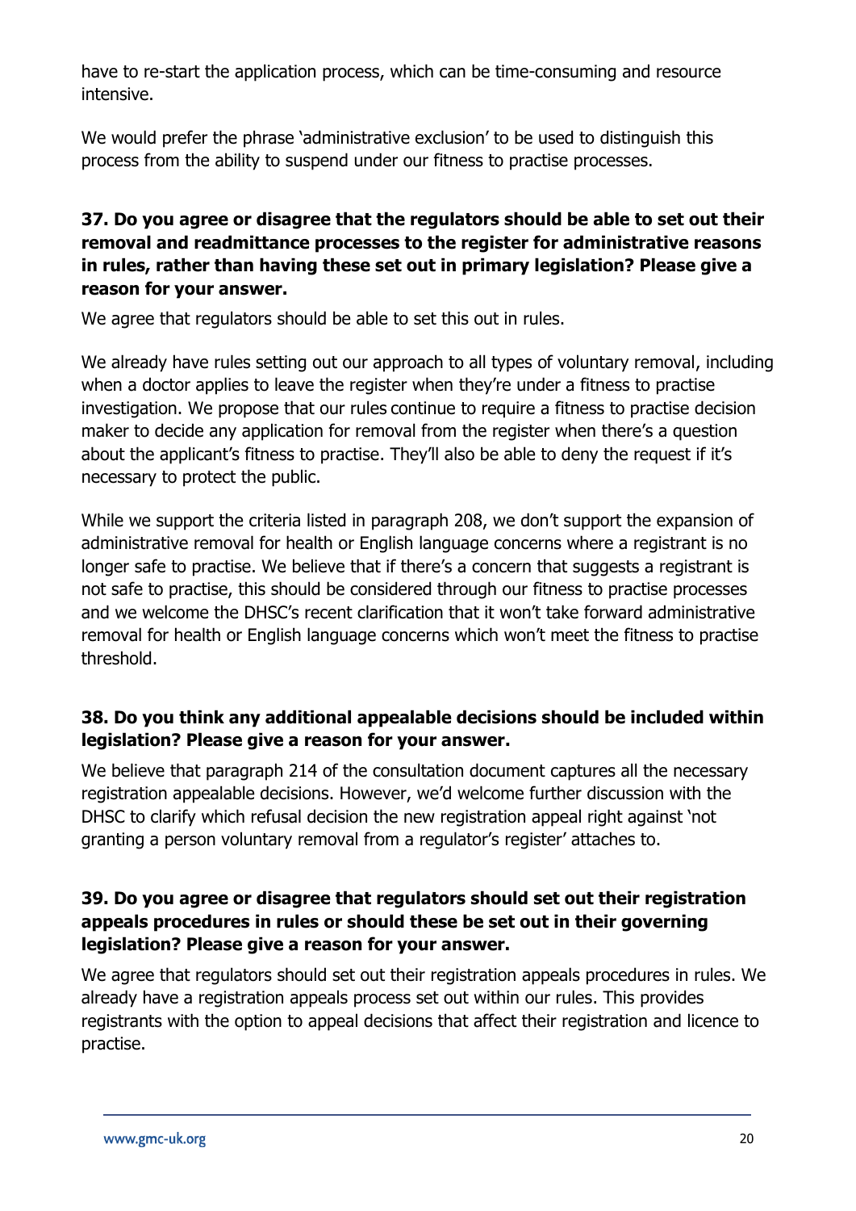have to re-start the application process, which can be time-consuming and resource intensive.

We would prefer the phrase 'administrative exclusion' to be used to distinguish this process from the ability to suspend under our fitness to practise processes.

**37. Do you agree or disagree that the regulators should be able to set out their removal and readmittance processes to the register for administrative reasons in rules, rather than having these set out in primary legislation? Please give a reason for your answer.**

We agree that regulators should be able to set this out in rules.

We already have rules setting out our approach to all types of voluntary removal, including when a doctor applies to leave the register when they're under a fitness to practise investigation. We propose that our rules continue to require a fitness to practise decision maker to decide any application for removal from the register when there's a question about the applicant's fitness to practise. They'll also be able to deny the request if it's necessary to protect the public.

While we support the criteria listed in paragraph 208, we don't support the expansion of administrative removal for health or English language concerns where a registrant is no longer safe to practise. We believe that if there's a concern that suggests a registrant is not safe to practise, this should be considered through our fitness to practise processes and we welcome the DHSC's recent clarification that it won't take forward administrative removal for health or English language concerns which won't meet the fitness to practise threshold.

**38. Do you think any additional appealable decisions should be included within legislation? Please give a reason for your answer.**

We believe that paragraph 214 of the consultation document captures all the necessary registration appealable decisions. However, we'd welcome further discussion with the DHSC to clarify which refusal decision the new registration appeal right against 'not granting a person voluntary removal from a regulator's register' attaches to.

**39. Do you agree or disagree that regulators should set out their registration appeals procedures in rules or should these be set out in their governing legislation? Please give a reason for your answer.**

We agree that regulators should set out their registration appeals procedures in rules. We already have a registration appeals process set out within our rules. This provides registrants with the option to appeal decisions that affect their registration and licence to practise.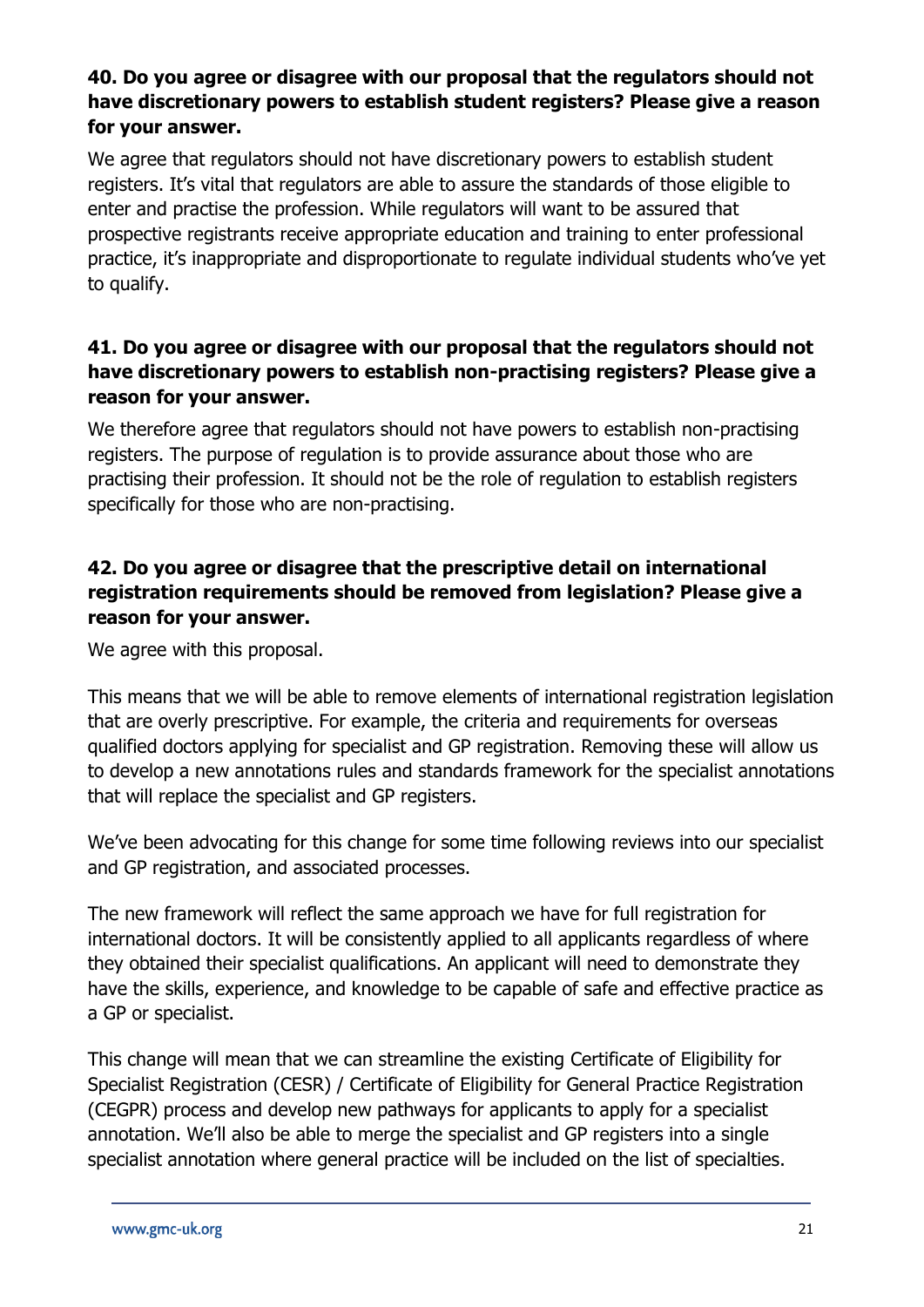**40. Do you agree or disagree with our proposal that the regulators should not have discretionary powers to establish student registers? Please give a reason for your answer.**

We agree that regulators should not have discretionary powers to establish student registers. It's vital that regulators are able to assure the standards of those eligible to enter and practise the profession. While regulators will want to be assured that prospective registrants receive appropriate education and training to enter professional practice, it's inappropriate and disproportionate to regulate individual students who've yet to qualify.

**41. Do you agree or disagree with our proposal that the regulators should not have discretionary powers to establish non-practising registers? Please give a reason for your answer.**

We therefore agree that regulators should not have powers to establish non-practising registers. The purpose of regulation is to provide assurance about those who are practising their profession. It should not be the role of regulation to establish registers specifically for those who are non-practising.

**42. Do you agree or disagree that the prescriptive detail on international registration requirements should be removed from legislation? Please give a reason for your answer.**

We agree with this proposal.

This means that we will be able to remove elements of international registration legislation that are overly prescriptive. For example, the criteria and requirements for overseas qualified doctors applying for specialist and GP registration. Removing these will allow us to develop a new annotations rules and standards framework for the specialist annotations that will replace the specialist and GP registers.

We've been advocating for this change for some time following reviews into our specialist and GP registration, and associated processes.

The new framework will reflect the same approach we have for full registration for international doctors. It will be consistently applied to all applicants regardless of where they obtained their specialist qualifications. An applicant will need to demonstrate they have the skills, experience, and knowledge to be capable of safe and effective practice as a GP or specialist.

This change will mean that we can streamline the existing Certificate of Eligibility for Specialist Registration (CESR) / Certificate of Eligibility for General Practice Registration (CEGPR) process and develop new pathways for applicants to apply for a specialist annotation. We'll also be able to merge the specialist and GP registers into a single specialist annotation where general practice will be included on the list of specialties.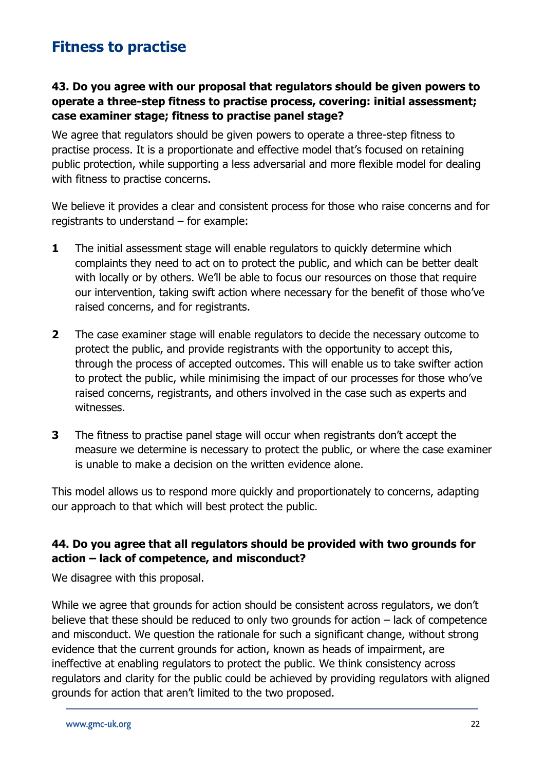## Fitness to practise

**43. Do you agree with our proposal that regulators should be given powers to operate a three-step fitness to practise process, covering: initial assessment; case examiner stage; fitness to practise panel stage?**

We agree that regulators should be given powers to operate a three-step fitness to practise process. It is a proportionate and effective model that's focused on retaining public protection, while supporting a less adversarial and more flexible model for dealing with fitness to practise concerns.

We believe it provides a clear and consistent process for those who raise concerns and for registrants to understand – for example:

1. The initial assessment stage will enable regulators to quickly determine which complaints they need to act on to protect the public, and which can be better dealt with locally or by others. We'll be able to focus our resources on those that require our intervention, taking swift action where necessary for the benefit of those who've raised concerns, and for registrants.

2. The case examiner stage will enable regulators to decide the necessary outcome to protect the public, and provide registrants with the opportunity to accept this, through the process of accepted outcomes. This will enable us to take swifter action to protect the public, while minimising the impact of our processes for those who've raised concerns, registrants, and others involved in the case such as experts and witnesses.

3. The fitness to practise panel stage will occur when registrants don't accept the measure we determine is necessary to protect the public, or where the case examiner is unable to make a decision on the written evidence alone.

This model allows us to respond more quickly and proportionately to concerns, adapting our approach to that which will best protect the public.

**44. Do you agree that all regulators should be provided with two grounds for action – lack of competence, and misconduct?**

We disagree with this proposal.

While we agree that grounds for action should be consistent across regulators, we don't believe that these should be reduced to only two grounds for action – lack of competence and misconduct. We question the rationale for such a significant change, without strong evidence that the current grounds for action, known as heads of impairment, are ineffective at enabling regulators to protect the public. We think consistency across regulators and clarity for the public could be achieved by providing regulators with aligned grounds for action that aren't limited to the two proposed.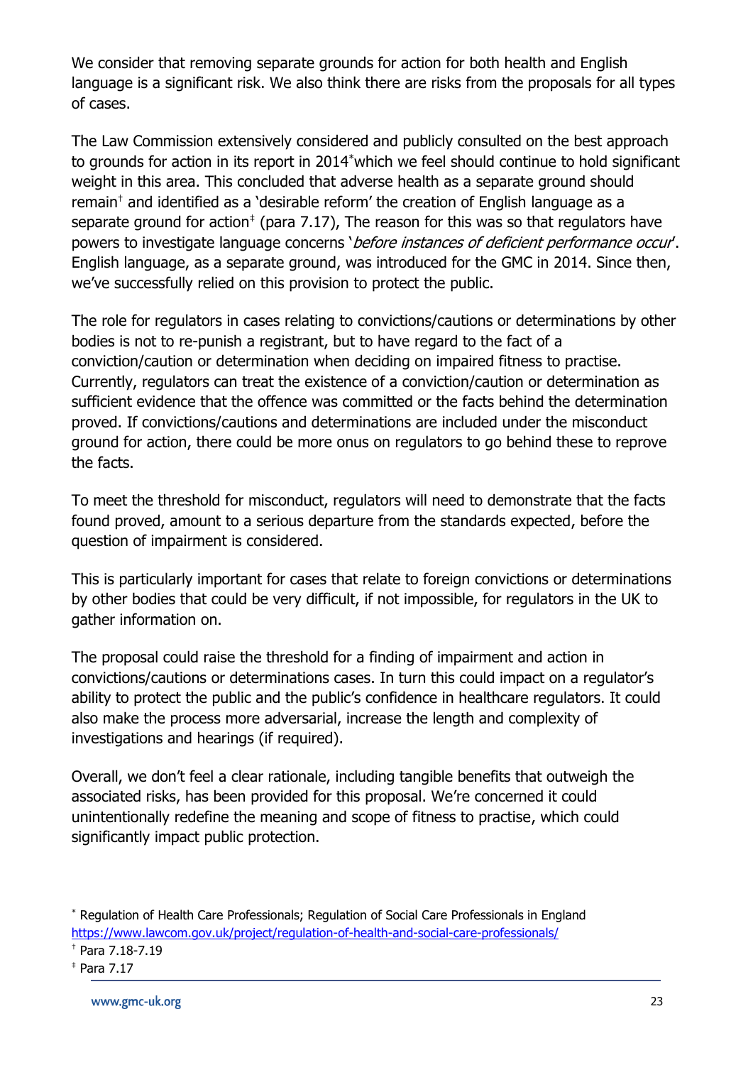We consider that removing separate grounds for action for both health and English language is a significant risk. We also think there are risks from the proposals for all types of cases.

The Law Commission extensively considered and publicly consulted on the best approach to grounds for action in its report in 2014[*]which we feel should continue to hold significant weight in this area. This concluded that adverse health as a separate ground should remain[†] and identified as a 'desirable reform' the creation of English language as a separate ground for action[‡] (para 7.17), The reason for this was so that regulators have powers to investigate language concerns '*before instances of deficient performance occur*'. English language, as a separate ground, was introduced for the GMC in 2014. Since then, we've successfully relied on this provision to protect the public.

The role for regulators in cases relating to convictions/cautions or determinations by other bodies is not to re-punish a registrant, but to have regard to the fact of a conviction/caution or determination when deciding on impaired fitness to practise. Currently, regulators can treat the existence of a conviction/caution or determination as sufficient evidence that the offence was committed or the facts behind the determination proved. If convictions/cautions and determinations are included under the misconduct ground for action, there could be more onus on regulators to go behind these to reprove the facts.

To meet the threshold for misconduct, regulators will need to demonstrate that the facts found proved, amount to a serious departure from the standards expected, before the question of impairment is considered.

This is particularly important for cases that relate to foreign convictions or determinations by other bodies that could be very difficult, if not impossible, for regulators in the UK to gather information on.

The proposal could raise the threshold for a finding of impairment and action in convictions/cautions or determinations cases. In turn this could impact on a regulator's ability to protect the public and the public's confidence in healthcare regulators. It could also make the process more adversarial, increase the length and complexity of investigations and hearings (if required).

Overall, we don't feel a clear rationale, including tangible benefits that outweigh the associated risks, has been provided for this proposal. We're concerned it could unintentionally redefine the meaning and scope of fitness to practise, which could significantly impact public protection.

[*] Regulation of Health Care Professionals; Regulation of Social Care Professionals in England https://www.lawcom.gov.uk/project/regulation-of-health-and-social-care-professionals/

[†] Para 7.18-7.19

[‡] Para 7.17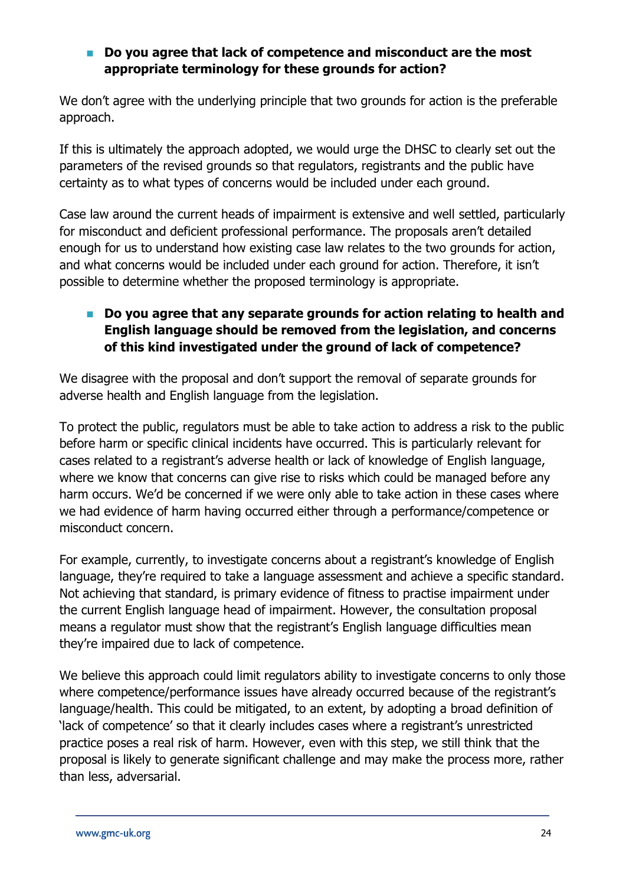- **Do you agree that lack of competence and misconduct are the most appropriate terminology for these grounds for action?**

We don't agree with the underlying principle that two grounds for action is the preferable approach.

If this is ultimately the approach adopted, we would urge the DHSC to clearly set out the parameters of the revised grounds so that regulators, registrants and the public have certainty as to what types of concerns would be included under each ground.

Case law around the current heads of impairment is extensive and well settled, particularly for misconduct and deficient professional performance. The proposals aren't detailed enough for us to understand how existing case law relates to the two grounds for action, and what concerns would be included under each ground for action. Therefore, it isn't possible to determine whether the proposed terminology is appropriate.

- **Do you agree that any separate grounds for action relating to health and English language should be removed from the legislation, and concerns of this kind investigated under the ground of lack of competence?**

We disagree with the proposal and don't support the removal of separate grounds for adverse health and English language from the legislation.

To protect the public, regulators must be able to take action to address a risk to the public before harm or specific clinical incidents have occurred. This is particularly relevant for cases related to a registrant's adverse health or lack of knowledge of English language, where we know that concerns can give rise to risks which could be managed before any harm occurs. We'd be concerned if we were only able to take action in these cases where we had evidence of harm having occurred either through a performance/competence or misconduct concern.

For example, currently, to investigate concerns about a registrant's knowledge of English language, they're required to take a language assessment and achieve a specific standard. Not achieving that standard, is primary evidence of fitness to practise impairment under the current English language head of impairment. However, the consultation proposal means a regulator must show that the registrant's English language difficulties mean they're impaired due to lack of competence.

We believe this approach could limit regulators ability to investigate concerns to only those where competence/performance issues have already occurred because of the registrant's language/health. This could be mitigated, to an extent, by adopting a broad definition of 'lack of competence' so that it clearly includes cases where a registrant's unrestricted practice poses a real risk of harm. However, even with this step, we still think that the proposal is likely to generate significant challenge and may make the process more, rather than less, adversarial.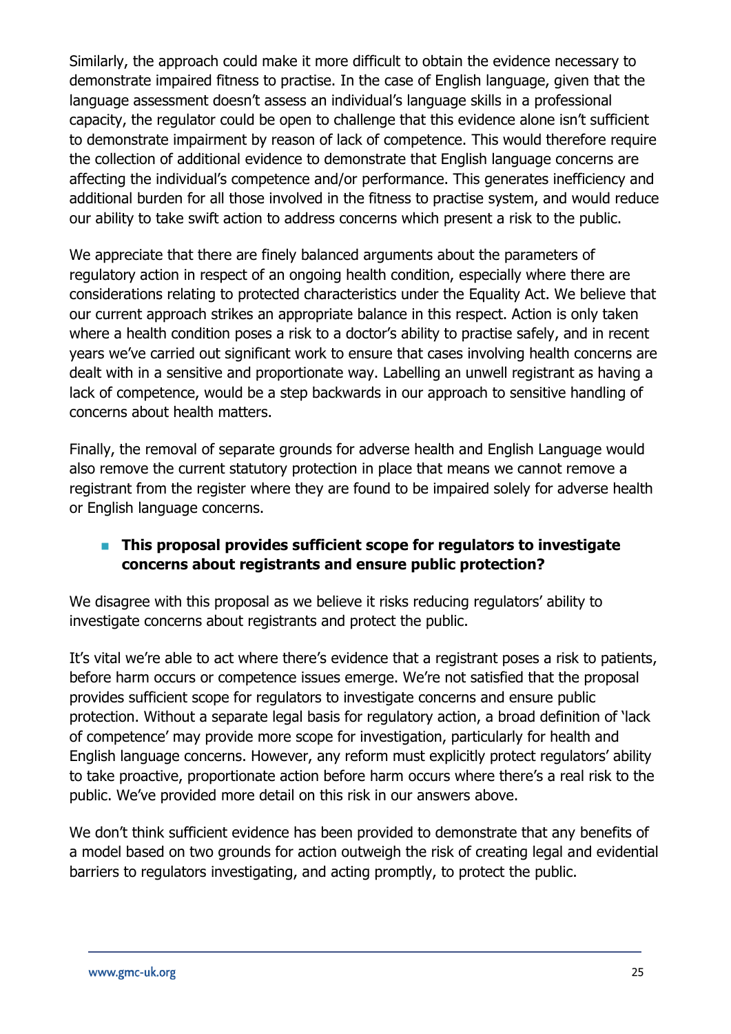Similarly, the approach could make it more difficult to obtain the evidence necessary to demonstrate impaired fitness to practise. In the case of English language, given that the language assessment doesn't assess an individual's language skills in a professional capacity, the regulator could be open to challenge that this evidence alone isn't sufficient to demonstrate impairment by reason of lack of competence. This would therefore require the collection of additional evidence to demonstrate that English language concerns are affecting the individual's competence and/or performance. This generates inefficiency and additional burden for all those involved in the fitness to practise system, and would reduce our ability to take swift action to address concerns which present a risk to the public.

We appreciate that there are finely balanced arguments about the parameters of regulatory action in respect of an ongoing health condition, especially where there are considerations relating to protected characteristics under the Equality Act. We believe that our current approach strikes an appropriate balance in this respect. Action is only taken where a health condition poses a risk to a doctor's ability to practise safely, and in recent years we've carried out significant work to ensure that cases involving health concerns are dealt with in a sensitive and proportionate way. Labelling an unwell registrant as having a lack of competence, would be a step backwards in our approach to sensitive handling of concerns about health matters.

Finally, the removal of separate grounds for adverse health and English Language would also remove the current statutory protection in place that means we cannot remove a registrant from the register where they are found to be impaired solely for adverse health or English language concerns.

- **This proposal provides sufficient scope for regulators to investigate concerns about registrants and ensure public protection?**

We disagree with this proposal as we believe it risks reducing regulators' ability to investigate concerns about registrants and protect the public.

It's vital we're able to act where there's evidence that a registrant poses a risk to patients, before harm occurs or competence issues emerge. We're not satisfied that the proposal provides sufficient scope for regulators to investigate concerns and ensure public protection. Without a separate legal basis for regulatory action, a broad definition of 'lack of competence' may provide more scope for investigation, particularly for health and English language concerns. However, any reform must explicitly protect regulators' ability to take proactive, proportionate action before harm occurs where there's a real risk to the public. We've provided more detail on this risk in our answers above.

We don't think sufficient evidence has been provided to demonstrate that any benefits of a model based on two grounds for action outweigh the risk of creating legal and evidential barriers to regulators investigating, and acting promptly, to protect the public.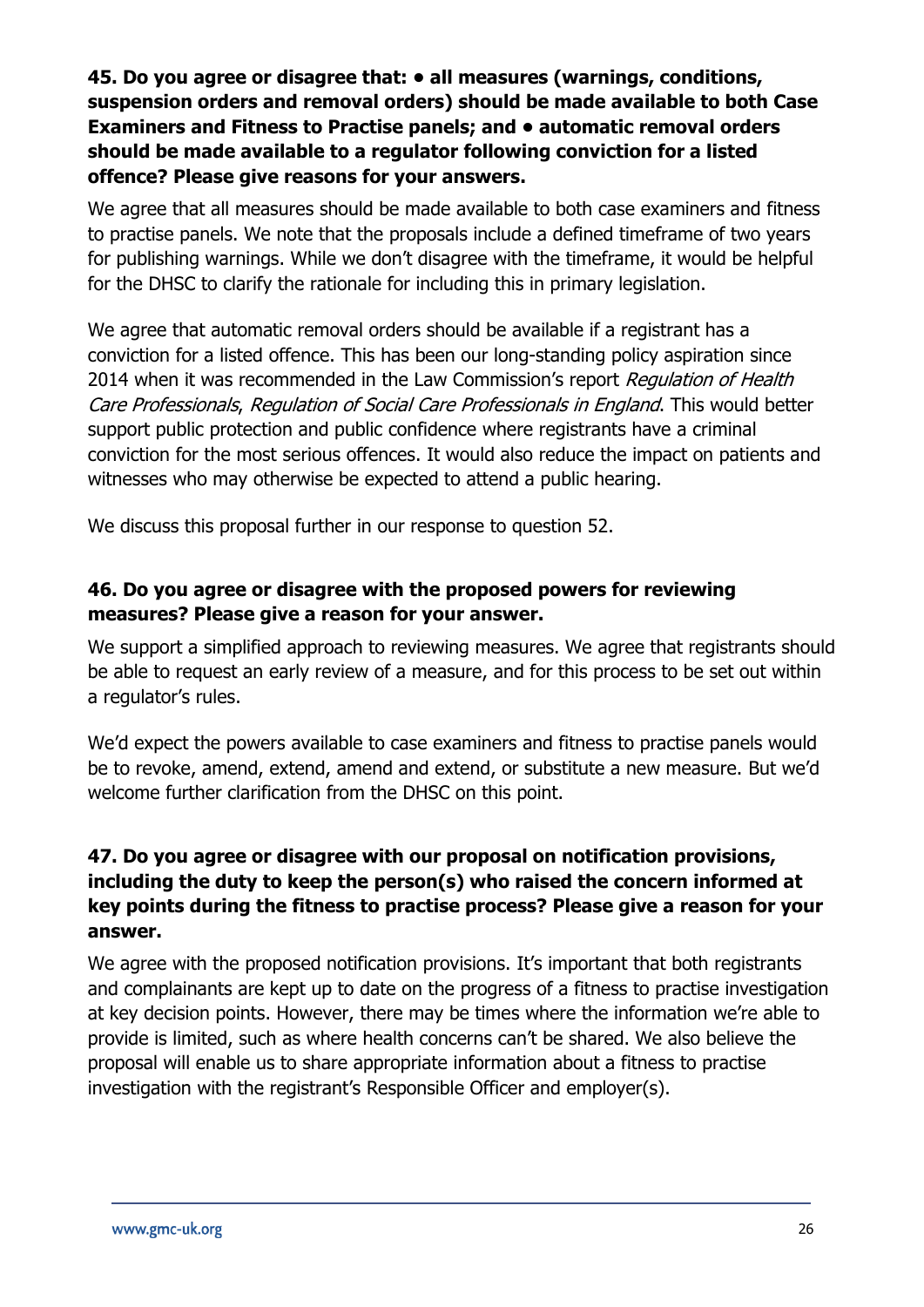**45. Do you agree or disagree that: • all measures (warnings, conditions, suspension orders and removal orders) should be made available to both Case Examiners and Fitness to Practise panels; and • automatic removal orders should be made available to a regulator following conviction for a listed offence? Please give reasons for your answers.**

We agree that all measures should be made available to both case examiners and fitness to practise panels. We note that the proposals include a defined timeframe of two years for publishing warnings. While we don't disagree with the timeframe, it would be helpful for the DHSC to clarify the rationale for including this in primary legislation.

We agree that automatic removal orders should be available if a registrant has a conviction for a listed offence. This has been our long-standing policy aspiration since 2014 when it was recommended in the Law Commission's report *Regulation of Health Care Professionals, Regulation of Social Care Professionals in England*. This would better support public protection and public confidence where registrants have a criminal conviction for the most serious offences. It would also reduce the impact on patients and witnesses who may otherwise be expected to attend a public hearing.

We discuss this proposal further in our response to question 52.

**46. Do you agree or disagree with the proposed powers for reviewing measures? Please give a reason for your answer.**

We support a simplified approach to reviewing measures. We agree that registrants should be able to request an early review of a measure, and for this process to be set out within a regulator's rules.

We'd expect the powers available to case examiners and fitness to practise panels would be to revoke, amend, extend, amend and extend, or substitute a new measure. But we'd welcome further clarification from the DHSC on this point.

**47. Do you agree or disagree with our proposal on notification provisions, including the duty to keep the person(s) who raised the concern informed at key points during the fitness to practise process? Please give a reason for your answer.**

We agree with the proposed notification provisions. It's important that both registrants and complainants are kept up to date on the progress of a fitness to practise investigation at key decision points. However, there may be times where the information we're able to provide is limited, such as where health concerns can't be shared. We also believe the proposal will enable us to share appropriate information about a fitness to practise investigation with the registrant's Responsible Officer and employer(s).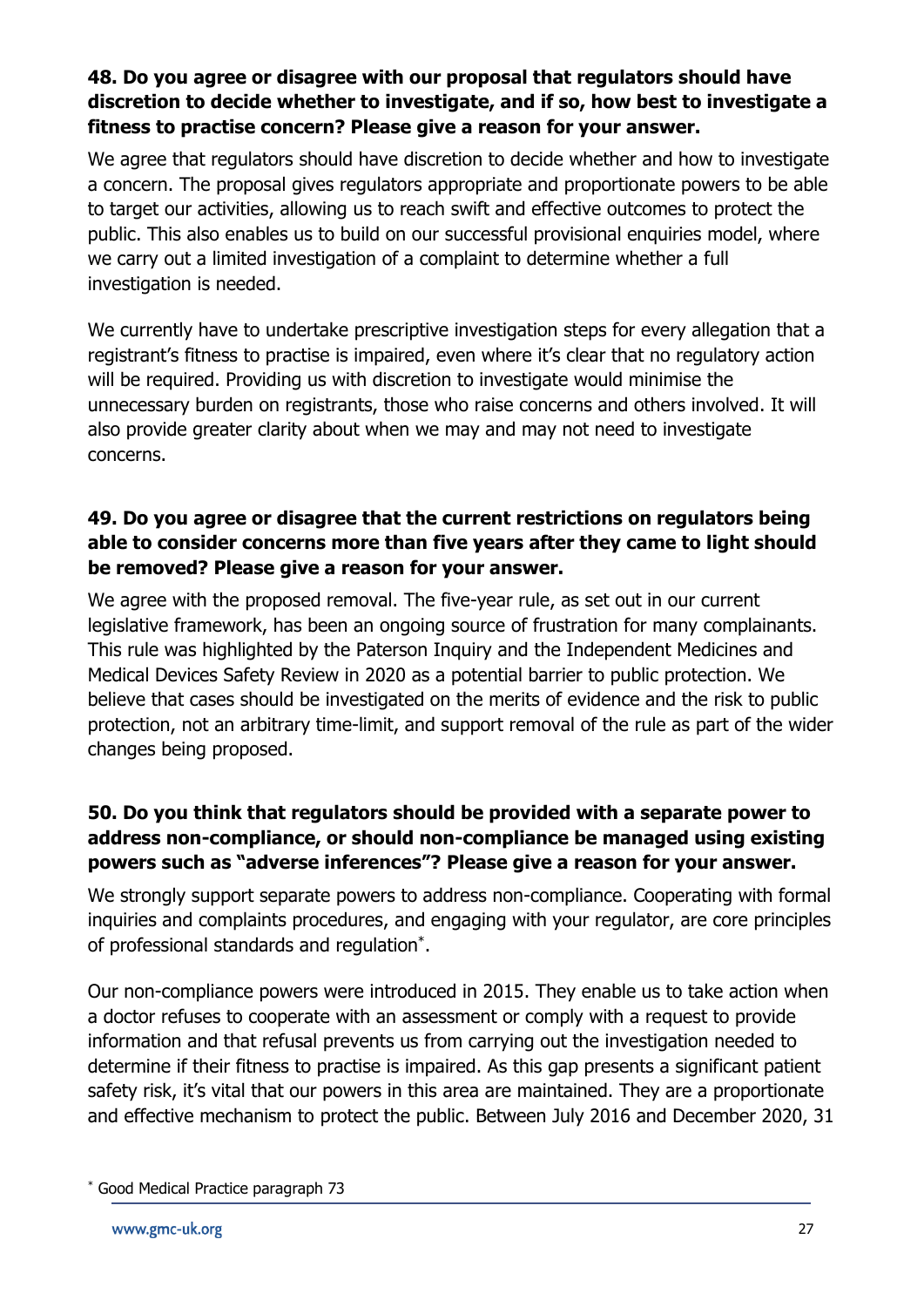**48. Do you agree or disagree with our proposal that regulators should have discretion to decide whether to investigate, and if so, how best to investigate a fitness to practise concern? Please give a reason for your answer.**

We agree that regulators should have discretion to decide whether and how to investigate a concern. The proposal gives regulators appropriate and proportionate powers to be able to target our activities, allowing us to reach swift and effective outcomes to protect the public. This also enables us to build on our successful provisional enquiries model, where we carry out a limited investigation of a complaint to determine whether a full investigation is needed.

We currently have to undertake prescriptive investigation steps for every allegation that a registrant's fitness to practise is impaired, even where it's clear that no regulatory action will be required. Providing us with discretion to investigate would minimise the unnecessary burden on registrants, those who raise concerns and others involved. It will also provide greater clarity about when we may and may not need to investigate concerns.

**49. Do you agree or disagree that the current restrictions on regulators being able to consider concerns more than five years after they came to light should be removed? Please give a reason for your answer.**

We agree with the proposed removal. The five-year rule, as set out in our current legislative framework, has been an ongoing source of frustration for many complainants. This rule was highlighted by the Paterson Inquiry and the Independent Medicines and Medical Devices Safety Review in 2020 as a potential barrier to public protection. We believe that cases should be investigated on the merits of evidence and the risk to public protection, not an arbitrary time-limit, and support removal of the rule as part of the wider changes being proposed.

**50. Do you think that regulators should be provided with a separate power to address non-compliance, or should non-compliance be managed using existing powers such as "adverse inferences"? Please give a reason for your answer.**

We strongly support separate powers to address non-compliance. Cooperating with formal inquiries and complaints procedures, and engaging with your regulator, are core principles of professional standards and regulation*.

Our non-compliance powers were introduced in 2015. They enable us to take action when a doctor refuses to cooperate with an assessment or comply with a request to provide information and that refusal prevents us from carrying out the investigation needed to determine if their fitness to practise is impaired. As this gap presents a significant patient safety risk, it's vital that our powers in this area are maintained. They are a proportionate and effective mechanism to protect the public. Between July 2016 and December 2020, 31

\* Good Medical Practice paragraph 73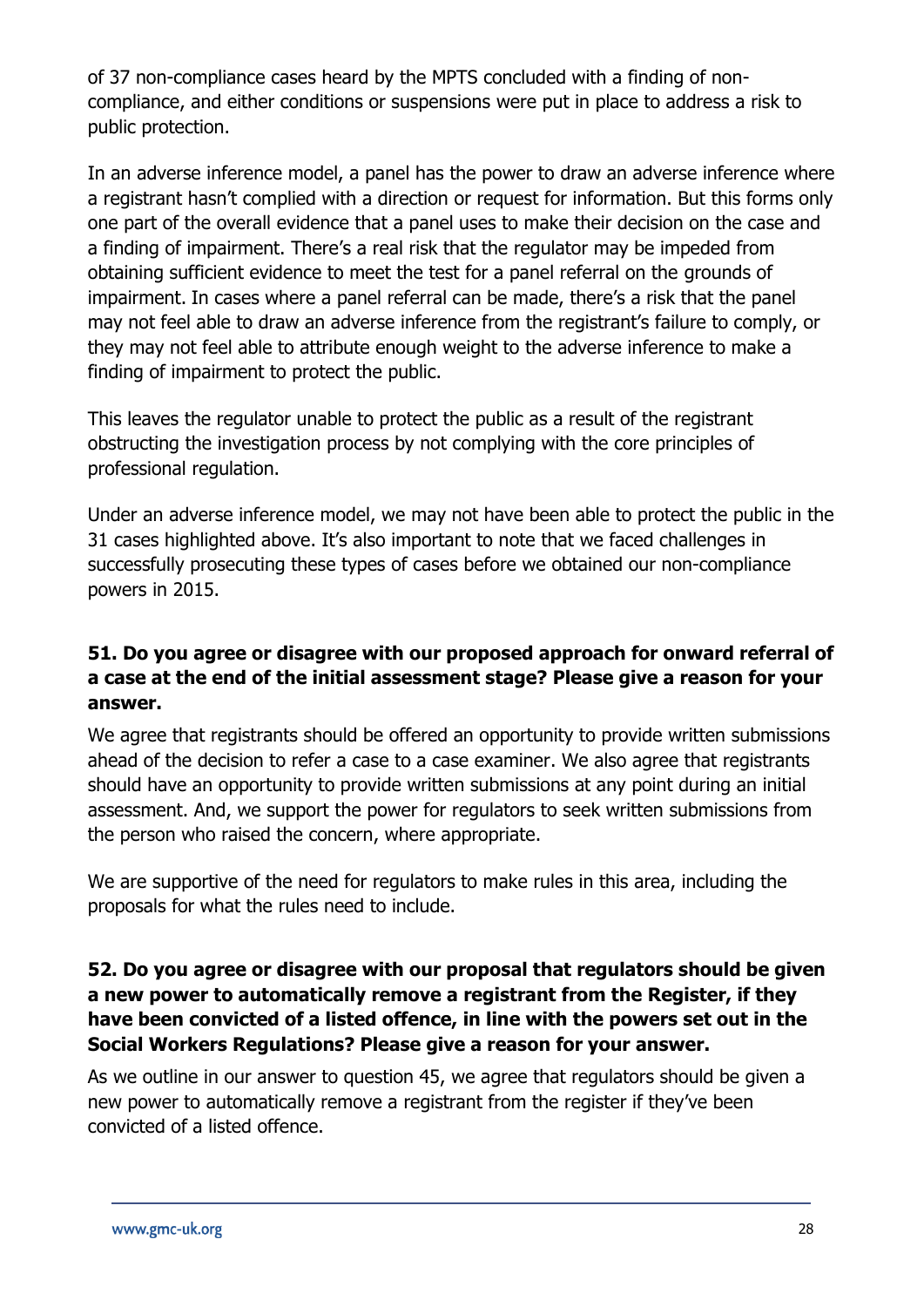of 37 non-compliance cases heard by the MPTS concluded with a finding of non-compliance, and either conditions or suspensions were put in place to address a risk to public protection.

In an adverse inference model, a panel has the power to draw an adverse inference where a registrant hasn't complied with a direction or request for information. But this forms only one part of the overall evidence that a panel uses to make their decision on the case and a finding of impairment. There's a real risk that the regulator may be impeded from obtaining sufficient evidence to meet the test for a panel referral on the grounds of impairment. In cases where a panel referral can be made, there's a risk that the panel may not feel able to draw an adverse inference from the registrant's failure to comply, or they may not feel able to attribute enough weight to the adverse inference to make a finding of impairment to protect the public.

This leaves the regulator unable to protect the public as a result of the registrant obstructing the investigation process by not complying with the core principles of professional regulation.

Under an adverse inference model, we may not have been able to protect the public in the 31 cases highlighted above. It's also important to note that we faced challenges in successfully prosecuting these types of cases before we obtained our non-compliance powers in 2015.

**51. Do you agree or disagree with our proposed approach for onward referral of a case at the end of the initial assessment stage? Please give a reason for your answer.**

We agree that registrants should be offered an opportunity to provide written submissions ahead of the decision to refer a case to a case examiner. We also agree that registrants should have an opportunity to provide written submissions at any point during an initial assessment. And, we support the power for regulators to seek written submissions from the person who raised the concern, where appropriate.

We are supportive of the need for regulators to make rules in this area, including the proposals for what the rules need to include.

**52. Do you agree or disagree with our proposal that regulators should be given a new power to automatically remove a registrant from the Register, if they have been convicted of a listed offence, in line with the powers set out in the Social Workers Regulations? Please give a reason for your answer.**

As we outline in our answer to question 45, we agree that regulators should be given a new power to automatically remove a registrant from the register if they've been convicted of a listed offence.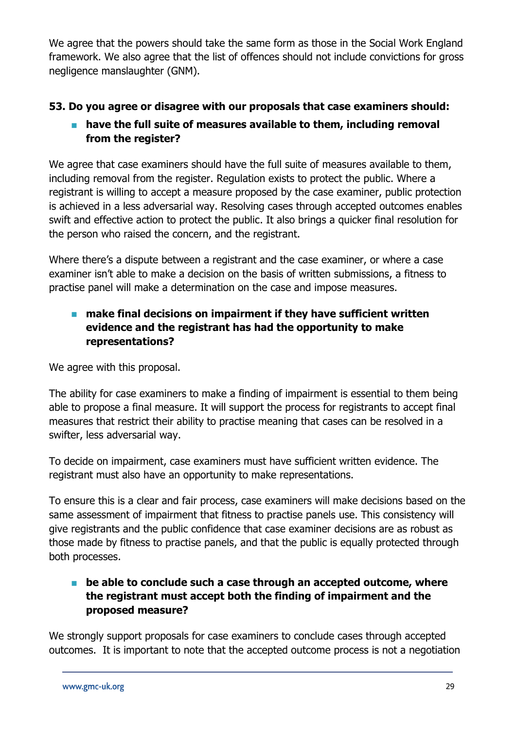We agree that the powers should take the same form as those in the Social Work England framework. We also agree that the list of offences should not include convictions for gross negligence manslaughter (GNM).

**53. Do you agree or disagree with our proposals that case examiners should:**

- **have the full suite of measures available to them, including removal from the register?**

We agree that case examiners should have the full suite of measures available to them, including removal from the register. Regulation exists to protect the public. Where a registrant is willing to accept a measure proposed by the case examiner, public protection is achieved in a less adversarial way. Resolving cases through accepted outcomes enables swift and effective action to protect the public. It also brings a quicker final resolution for the person who raised the concern, and the registrant.

Where there's a dispute between a registrant and the case examiner, or where a case examiner isn't able to make a decision on the basis of written submissions, a fitness to practise panel will make a determination on the case and impose measures.

- **make final decisions on impairment if they have sufficient written evidence and the registrant has had the opportunity to make representations?**

We agree with this proposal.

The ability for case examiners to make a finding of impairment is essential to them being able to propose a final measure. It will support the process for registrants to accept final measures that restrict their ability to practise meaning that cases can be resolved in a swifter, less adversarial way.

To decide on impairment, case examiners must have sufficient written evidence. The registrant must also have an opportunity to make representations.

To ensure this is a clear and fair process, case examiners will make decisions based on the same assessment of impairment that fitness to practise panels use. This consistency will give registrants and the public confidence that case examiner decisions are as robust as those made by fitness to practise panels, and that the public is equally protected through both processes.

- **be able to conclude such a case through an accepted outcome, where the registrant must accept both the finding of impairment and the proposed measure?**

We strongly support proposals for case examiners to conclude cases through accepted outcomes. It is important to note that the accepted outcome process is not a negotiation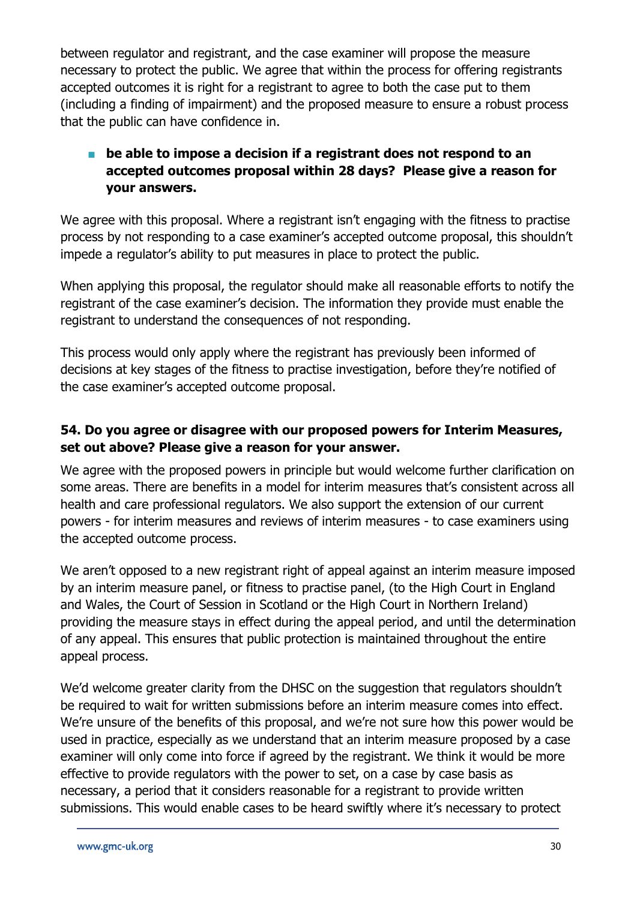between regulator and registrant, and the case examiner will propose the measure necessary to protect the public. We agree that within the process for offering registrants accepted outcomes it is right for a registrant to agree to both the case put to them (including a finding of impairment) and the proposed measure to ensure a robust process that the public can have confidence in.

- **be able to impose a decision if a registrant does not respond to an accepted outcomes proposal within 28 days? Please give a reason for your answers.**

We agree with this proposal. Where a registrant isn't engaging with the fitness to practise process by not responding to a case examiner's accepted outcome proposal, this shouldn't impede a regulator's ability to put measures in place to protect the public.

When applying this proposal, the regulator should make all reasonable efforts to notify the registrant of the case examiner's decision. The information they provide must enable the registrant to understand the consequences of not responding.

This process would only apply where the registrant has previously been informed of decisions at key stages of the fitness to practise investigation, before they're notified of the case examiner's accepted outcome proposal.

**54. Do you agree or disagree with our proposed powers for Interim Measures, set out above? Please give a reason for your answer.**

We agree with the proposed powers in principle but would welcome further clarification on some areas. There are benefits in a model for interim measures that's consistent across all health and care professional regulators. We also support the extension of our current powers - for interim measures and reviews of interim measures - to case examiners using the accepted outcome process.

We aren't opposed to a new registrant right of appeal against an interim measure imposed by an interim measure panel, or fitness to practise panel, (to the High Court in England and Wales, the Court of Session in Scotland or the High Court in Northern Ireland) providing the measure stays in effect during the appeal period, and until the determination of any appeal. This ensures that public protection is maintained throughout the entire appeal process.

We'd welcome greater clarity from the DHSC on the suggestion that regulators shouldn't be required to wait for written submissions before an interim measure comes into effect. We're unsure of the benefits of this proposal, and we're not sure how this power would be used in practice, especially as we understand that an interim measure proposed by a case examiner will only come into force if agreed by the registrant. We think it would be more effective to provide regulators with the power to set, on a case by case basis as necessary, a period that it considers reasonable for a registrant to provide written submissions. This would enable cases to be heard swiftly where it's necessary to protect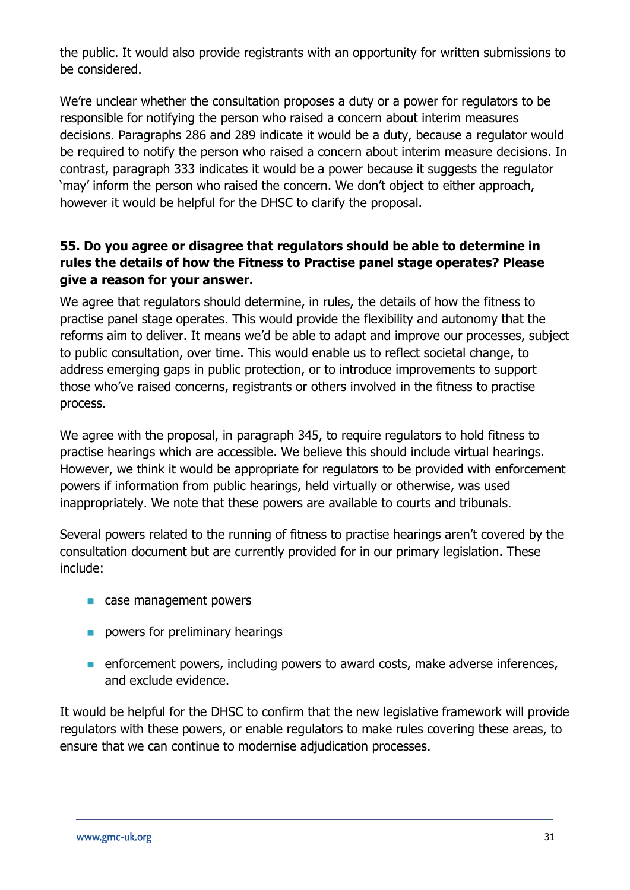the public. It would also provide registrants with an opportunity for written submissions to be considered.

We're unclear whether the consultation proposes a duty or a power for regulators to be responsible for notifying the person who raised a concern about interim measures decisions. Paragraphs 286 and 289 indicate it would be a duty, because a regulator would be required to notify the person who raised a concern about interim measure decisions. In contrast, paragraph 333 indicates it would be a power because it suggests the regulator 'may' inform the person who raised the concern. We don't object to either approach, however it would be helpful for the DHSC to clarify the proposal.

**55. Do you agree or disagree that regulators should be able to determine in rules the details of how the Fitness to Practise panel stage operates? Please give a reason for your answer.**

We agree that regulators should determine, in rules, the details of how the fitness to practise panel stage operates. This would provide the flexibility and autonomy that the reforms aim to deliver. It means we'd be able to adapt and improve our processes, subject to public consultation, over time. This would enable us to reflect societal change, to address emerging gaps in public protection, or to introduce improvements to support those who've raised concerns, registrants or others involved in the fitness to practise process.

We agree with the proposal, in paragraph 345, to require regulators to hold fitness to practise hearings which are accessible. We believe this should include virtual hearings. However, we think it would be appropriate for regulators to be provided with enforcement powers if information from public hearings, held virtually or otherwise, was used inappropriately. We note that these powers are available to courts and tribunals.

Several powers related to the running of fitness to practise hearings aren't covered by the consultation document but are currently provided for in our primary legislation. These include:

- case management powers
- powers for preliminary hearings
- enforcement powers, including powers to award costs, make adverse inferences, and exclude evidence.

It would be helpful for the DHSC to confirm that the new legislative framework will provide regulators with these powers, or enable regulators to make rules covering these areas, to ensure that we can continue to modernise adjudication processes.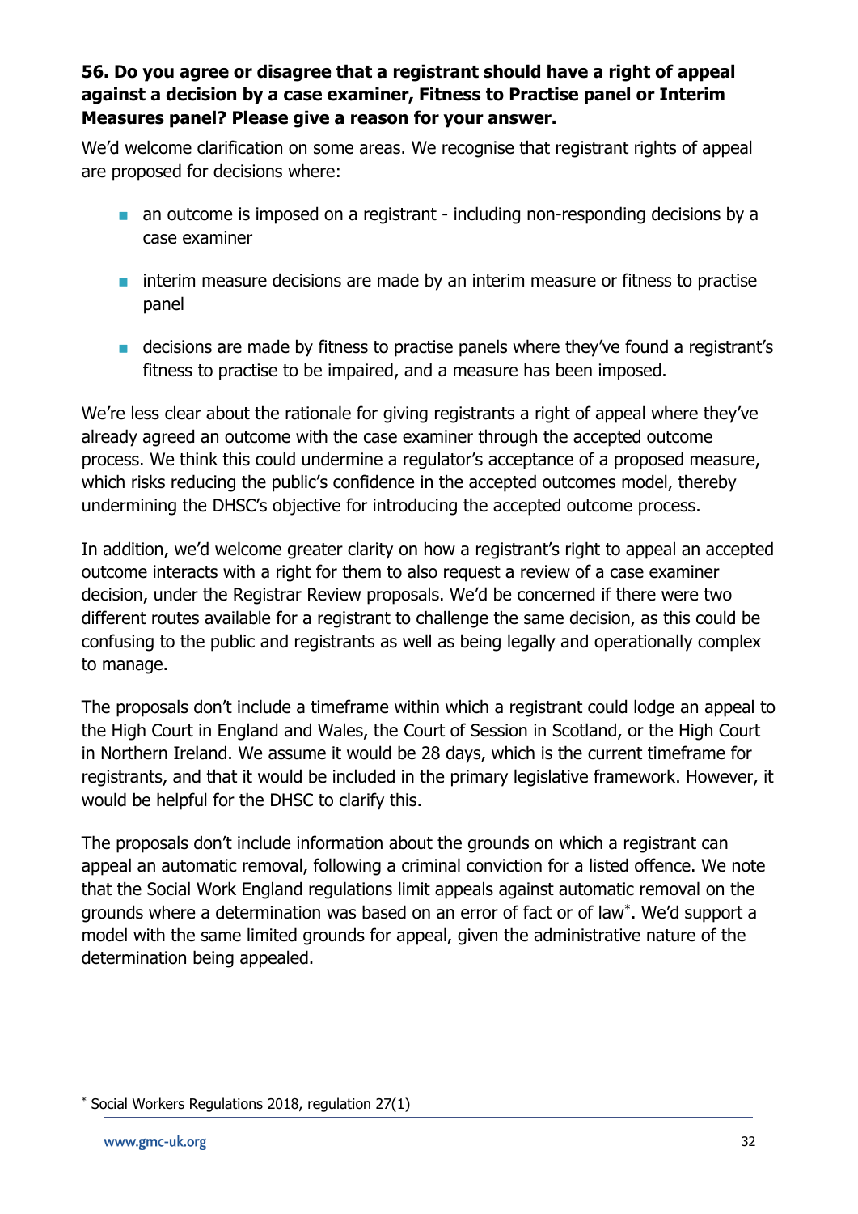**56. Do you agree or disagree that a registrant should have a right of appeal against a decision by a case examiner, Fitness to Practise panel or Interim Measures panel? Please give a reason for your answer.**

We'd welcome clarification on some areas. We recognise that registrant rights of appeal are proposed for decisions where:

- an outcome is imposed on a registrant - including non-responding decisions by a case examiner
- interim measure decisions are made by an interim measure or fitness to practise panel
- decisions are made by fitness to practise panels where they've found a registrant's fitness to practise to be impaired, and a measure has been imposed.

We're less clear about the rationale for giving registrants a right of appeal where they've already agreed an outcome with the case examiner through the accepted outcome process. We think this could undermine a regulator's acceptance of a proposed measure, which risks reducing the public's confidence in the accepted outcomes model, thereby undermining the DHSC's objective for introducing the accepted outcome process.

In addition, we'd welcome greater clarity on how a registrant's right to appeal an accepted outcome interacts with a right for them to also request a review of a case examiner decision, under the Registrar Review proposals. We'd be concerned if there were two different routes available for a registrant to challenge the same decision, as this could be confusing to the public and registrants as well as being legally and operationally complex to manage.

The proposals don't include a timeframe within which a registrant could lodge an appeal to the High Court in England and Wales, the Court of Session in Scotland, or the High Court in Northern Ireland. We assume it would be 28 days, which is the current timeframe for registrants, and that it would be included in the primary legislative framework. However, it would be helpful for the DHSC to clarify this.

The proposals don't include information about the grounds on which a registrant can appeal an automatic removal, following a criminal conviction for a listed offence. We note that the Social Work England regulations limit appeals against automatic removal on the grounds where a determination was based on an error of fact or of law*. We'd support a model with the same limited grounds for appeal, given the administrative nature of the determination being appealed.

* Social Workers Regulations 2018, regulation 27(1)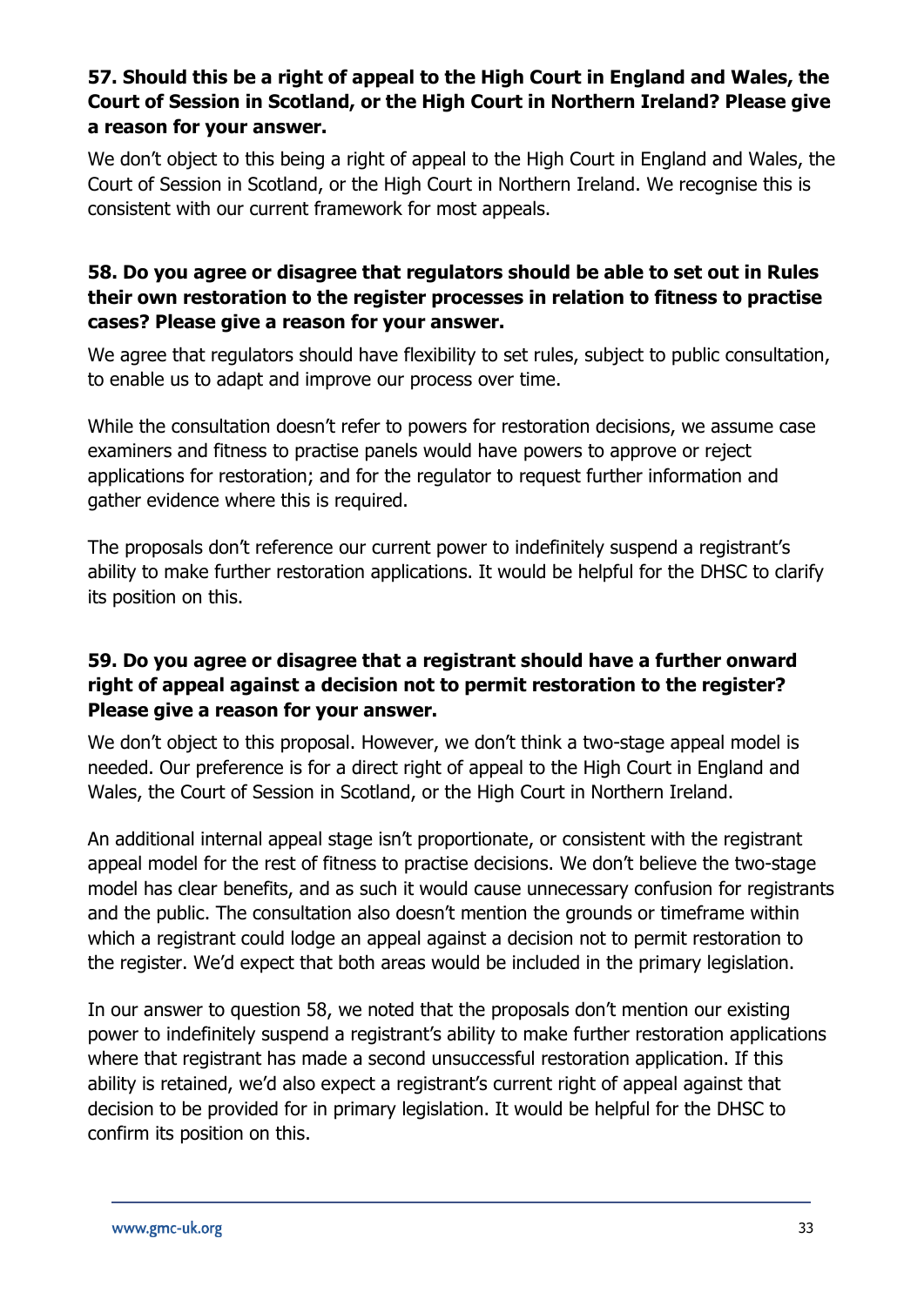**57. Should this be a right of appeal to the High Court in England and Wales, the Court of Session in Scotland, or the High Court in Northern Ireland? Please give a reason for your answer.**

We don't object to this being a right of appeal to the High Court in England and Wales, the Court of Session in Scotland, or the High Court in Northern Ireland. We recognise this is consistent with our current framework for most appeals.

**58. Do you agree or disagree that regulators should be able to set out in Rules their own restoration to the register processes in relation to fitness to practise cases? Please give a reason for your answer.**

We agree that regulators should have flexibility to set rules, subject to public consultation, to enable us to adapt and improve our process over time.

While the consultation doesn't refer to powers for restoration decisions, we assume case examiners and fitness to practise panels would have powers to approve or reject applications for restoration; and for the regulator to request further information and gather evidence where this is required.

The proposals don't reference our current power to indefinitely suspend a registrant's ability to make further restoration applications. It would be helpful for the DHSC to clarify its position on this.

**59. Do you agree or disagree that a registrant should have a further onward right of appeal against a decision not to permit restoration to the register? Please give a reason for your answer.**

We don't object to this proposal. However, we don't think a two-stage appeal model is needed. Our preference is for a direct right of appeal to the High Court in England and Wales, the Court of Session in Scotland, or the High Court in Northern Ireland.

An additional internal appeal stage isn't proportionate, or consistent with the registrant appeal model for the rest of fitness to practise decisions. We don't believe the two-stage model has clear benefits, and as such it would cause unnecessary confusion for registrants and the public. The consultation also doesn't mention the grounds or timeframe within which a registrant could lodge an appeal against a decision not to permit restoration to the register. We'd expect that both areas would be included in the primary legislation.

In our answer to question 58, we noted that the proposals don't mention our existing power to indefinitely suspend a registrant's ability to make further restoration applications where that registrant has made a second unsuccessful restoration application. If this ability is retained, we'd also expect a registrant's current right of appeal against that decision to be provided for in primary legislation. It would be helpful for the DHSC to confirm its position on this.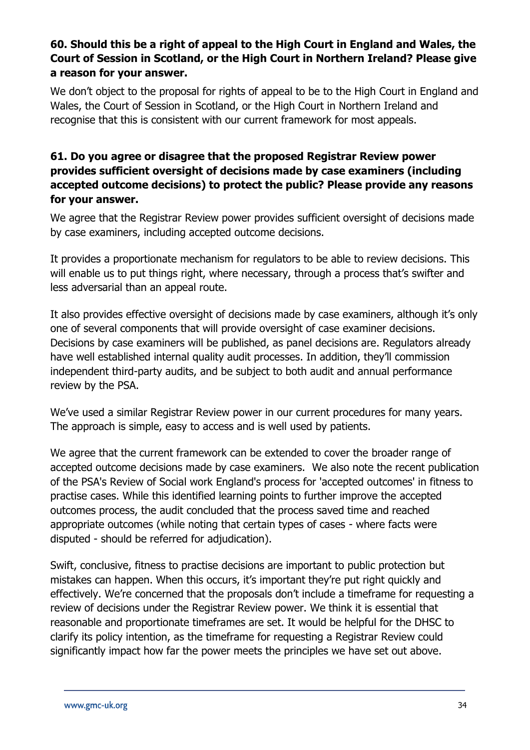**60. Should this be a right of appeal to the High Court in England and Wales, the Court of Session in Scotland, or the High Court in Northern Ireland? Please give a reason for your answer.**

We don't object to the proposal for rights of appeal to be to the High Court in England and Wales, the Court of Session in Scotland, or the High Court in Northern Ireland and recognise that this is consistent with our current framework for most appeals.

**61. Do you agree or disagree that the proposed Registrar Review power provides sufficient oversight of decisions made by case examiners (including accepted outcome decisions) to protect the public? Please provide any reasons for your answer.**

We agree that the Registrar Review power provides sufficient oversight of decisions made by case examiners, including accepted outcome decisions.

It provides a proportionate mechanism for regulators to be able to review decisions. This will enable us to put things right, where necessary, through a process that's swifter and less adversarial than an appeal route.

It also provides effective oversight of decisions made by case examiners, although it's only one of several components that will provide oversight of case examiner decisions. Decisions by case examiners will be published, as panel decisions are. Regulators already have well established internal quality audit processes. In addition, they'll commission independent third-party audits, and be subject to both audit and annual performance review by the PSA.

We've used a similar Registrar Review power in our current procedures for many years. The approach is simple, easy to access and is well used by patients.

We agree that the current framework can be extended to cover the broader range of accepted outcome decisions made by case examiners. We also note the recent publication of the PSA's Review of Social work England's process for 'accepted outcomes' in fitness to practise cases. While this identified learning points to further improve the accepted outcomes process, the audit concluded that the process saved time and reached appropriate outcomes (while noting that certain types of cases - where facts were disputed - should be referred for adjudication).

Swift, conclusive, fitness to practise decisions are important to public protection but mistakes can happen. When this occurs, it's important they're put right quickly and effectively. We're concerned that the proposals don't include a timeframe for requesting a review of decisions under the Registrar Review power. We think it is essential that reasonable and proportionate timeframes are set. It would be helpful for the DHSC to clarify its policy intention, as the timeframe for requesting a Registrar Review could significantly impact how far the power meets the principles we have set out above.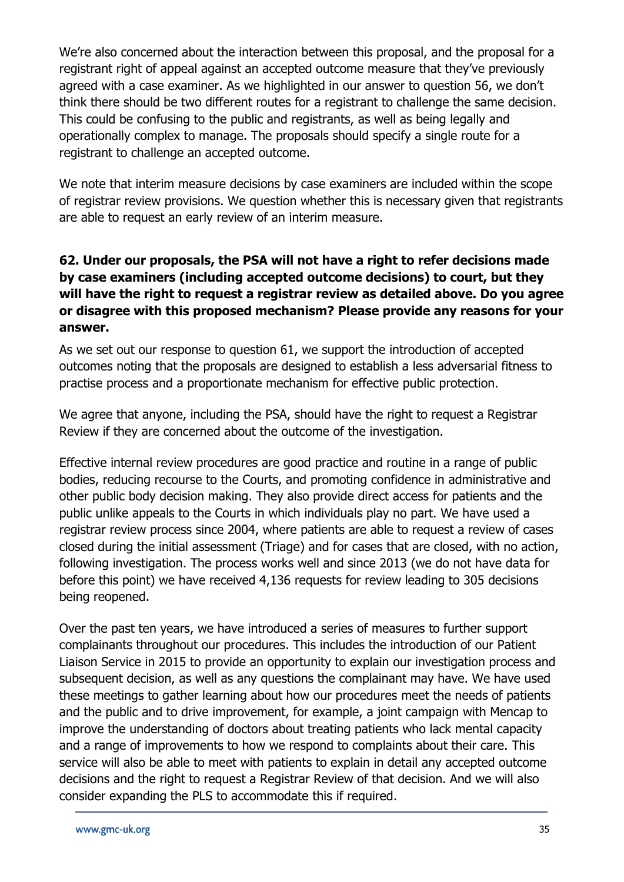We're also concerned about the interaction between this proposal, and the proposal for a registrant right of appeal against an accepted outcome measure that they've previously agreed with a case examiner. As we highlighted in our answer to question 56, we don't think there should be two different routes for a registrant to challenge the same decision. This could be confusing to the public and registrants, as well as being legally and operationally complex to manage. The proposals should specify a single route for a registrant to challenge an accepted outcome.

We note that interim measure decisions by case examiners are included within the scope of registrar review provisions. We question whether this is necessary given that registrants are able to request an early review of an interim measure.

**62. Under our proposals, the PSA will not have a right to refer decisions made by case examiners (including accepted outcome decisions) to court, but they will have the right to request a registrar review as detailed above. Do you agree or disagree with this proposed mechanism? Please provide any reasons for your answer.**

As we set out our response to question 61, we support the introduction of accepted outcomes noting that the proposals are designed to establish a less adversarial fitness to practise process and a proportionate mechanism for effective public protection.

We agree that anyone, including the PSA, should have the right to request a Registrar Review if they are concerned about the outcome of the investigation.

Effective internal review procedures are good practice and routine in a range of public bodies, reducing recourse to the Courts, and promoting confidence in administrative and other public body decision making. They also provide direct access for patients and the public unlike appeals to the Courts in which individuals play no part. We have used a registrar review process since 2004, where patients are able to request a review of cases closed during the initial assessment (Triage) and for cases that are closed, with no action, following investigation. The process works well and since 2013 (we do not have data for before this point) we have received 4,136 requests for review leading to 305 decisions being reopened.

Over the past ten years, we have introduced a series of measures to further support complainants throughout our procedures. This includes the introduction of our Patient Liaison Service in 2015 to provide an opportunity to explain our investigation process and subsequent decision, as well as any questions the complainant may have. We have used these meetings to gather learning about how our procedures meet the needs of patients and the public and to drive improvement, for example, a joint campaign with Mencap to improve the understanding of doctors about treating patients who lack mental capacity and a range of improvements to how we respond to complaints about their care. This service will also be able to meet with patients to explain in detail any accepted outcome decisions and the right to request a Registrar Review of that decision. And we will also consider expanding the PLS to accommodate this if required.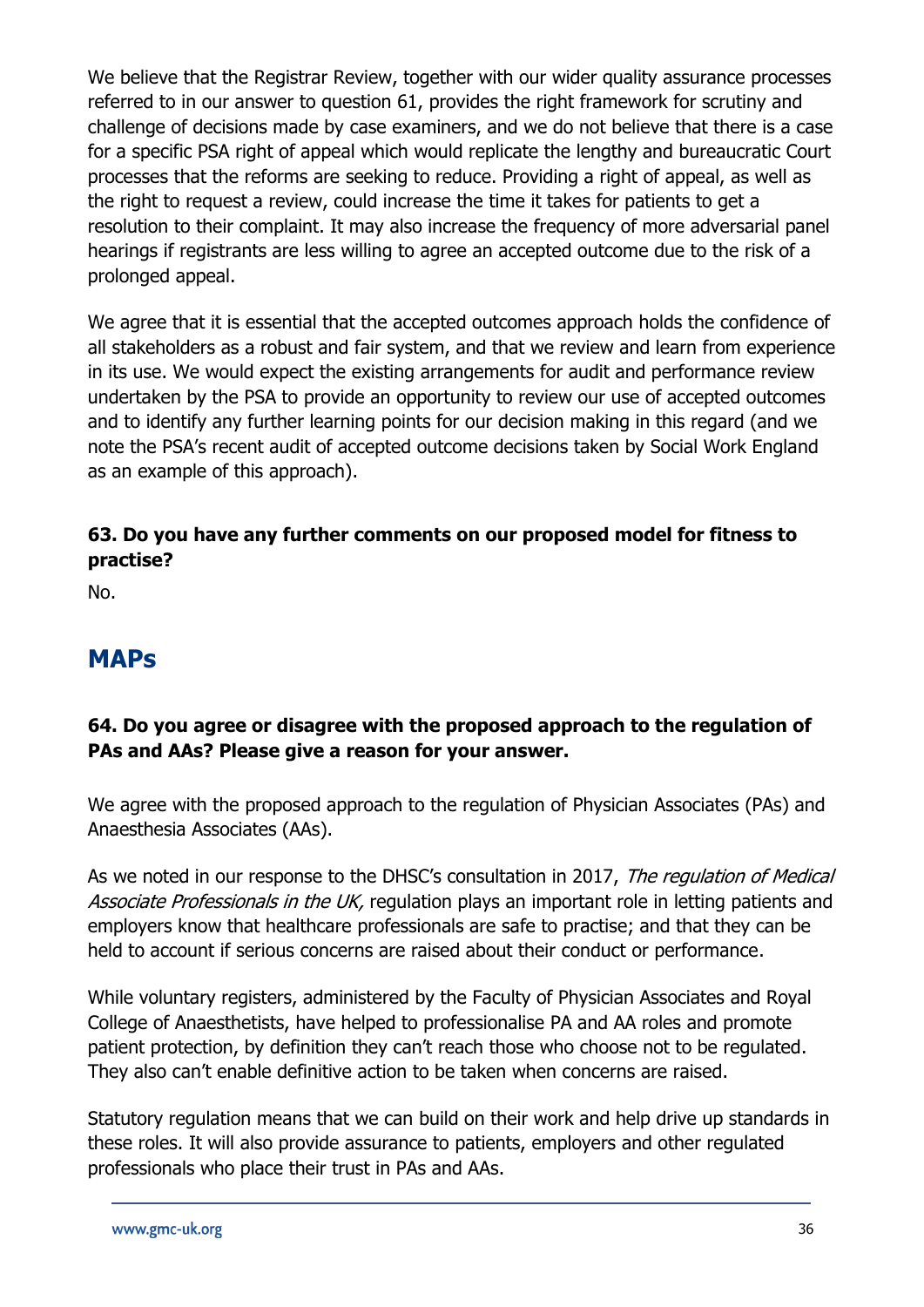We believe that the Registrar Review, together with our wider quality assurance processes referred to in our answer to question 61, provides the right framework for scrutiny and challenge of decisions made by case examiners, and we do not believe that there is a case for a specific PSA right of appeal which would replicate the lengthy and bureaucratic Court processes that the reforms are seeking to reduce. Providing a right of appeal, as well as the right to request a review, could increase the time it takes for patients to get a resolution to their complaint. It may also increase the frequency of more adversarial panel hearings if registrants are less willing to agree an accepted outcome due to the risk of a prolonged appeal.

We agree that it is essential that the accepted outcomes approach holds the confidence of all stakeholders as a robust and fair system, and that we review and learn from experience in its use. We would expect the existing arrangements for audit and performance review undertaken by the PSA to provide an opportunity to review our use of accepted outcomes and to identify any further learning points for our decision making in this regard (and we note the PSA's recent audit of accepted outcome decisions taken by Social Work England as an example of this approach).

**63. Do you have any further comments on our proposed model for fitness to practise?**

No.

## MAPs

**64. Do you agree or disagree with the proposed approach to the regulation of PAs and AAs? Please give a reason for your answer.**

We agree with the proposed approach to the regulation of Physician Associates (PAs) and Anaesthesia Associates (AAs).

As we noted in our response to the DHSC's consultation in 2017, *The regulation of Medical Associate Professionals in the UK,* regulation plays an important role in letting patients and employers know that healthcare professionals are safe to practise; and that they can be held to account if serious concerns are raised about their conduct or performance.

While voluntary registers, administered by the Faculty of Physician Associates and Royal College of Anaesthetists, have helped to professionalise PA and AA roles and promote patient protection, by definition they can't reach those who choose not to be regulated. They also can't enable definitive action to be taken when concerns are raised.

Statutory regulation means that we can build on their work and help drive up standards in these roles. It will also provide assurance to patients, employers and other regulated professionals who place their trust in PAs and AAs.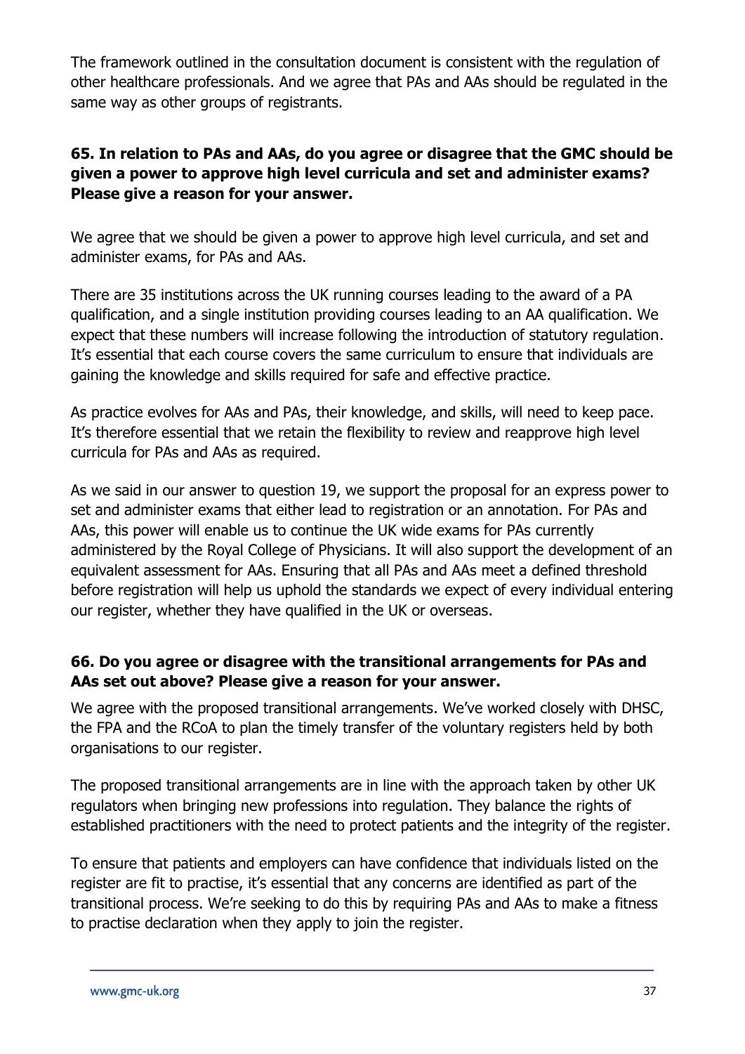The framework outlined in the consultation document is consistent with the regulation of other healthcare professionals. And we agree that PAs and AAs should be regulated in the same way as other groups of registrants.

**65. In relation to PAs and AAs, do you agree or disagree that the GMC should be given a power to approve high level curricula and set and administer exams? Please give a reason for your answer.**

We agree that we should be given a power to approve high level curricula, and set and administer exams, for PAs and AAs.

There are 35 institutions across the UK running courses leading to the award of a PA qualification, and a single institution providing courses leading to an AA qualification. We expect that these numbers will increase following the introduction of statutory regulation. It's essential that each course covers the same curriculum to ensure that individuals are gaining the knowledge and skills required for safe and effective practice.

As practice evolves for AAs and PAs, their knowledge, and skills, will need to keep pace. It's therefore essential that we retain the flexibility to review and reapprove high level curricula for PAs and AAs as required.

As we said in our answer to question 19, we support the proposal for an express power to set and administer exams that either lead to registration or an annotation. For PAs and AAs, this power will enable us to continue the UK wide exams for PAs currently administered by the Royal College of Physicians. It will also support the development of an equivalent assessment for AAs. Ensuring that all PAs and AAs meet a defined threshold before registration will help us uphold the standards we expect of every individual entering our register, whether they have qualified in the UK or overseas.

**66. Do you agree or disagree with the transitional arrangements for PAs and AAs set out above? Please give a reason for your answer.**

We agree with the proposed transitional arrangements. We've worked closely with DHSC, the FPA and the RCoA to plan the timely transfer of the voluntary registers held by both organisations to our register.

The proposed transitional arrangements are in line with the approach taken by other UK regulators when bringing new professions into regulation. They balance the rights of established practitioners with the need to protect patients and the integrity of the register.

To ensure that patients and employers can have confidence that individuals listed on the register are fit to practise, it's essential that any concerns are identified as part of the transitional process. We're seeking to do this by requiring PAs and AAs to make a fitness to practise declaration when they apply to join the register.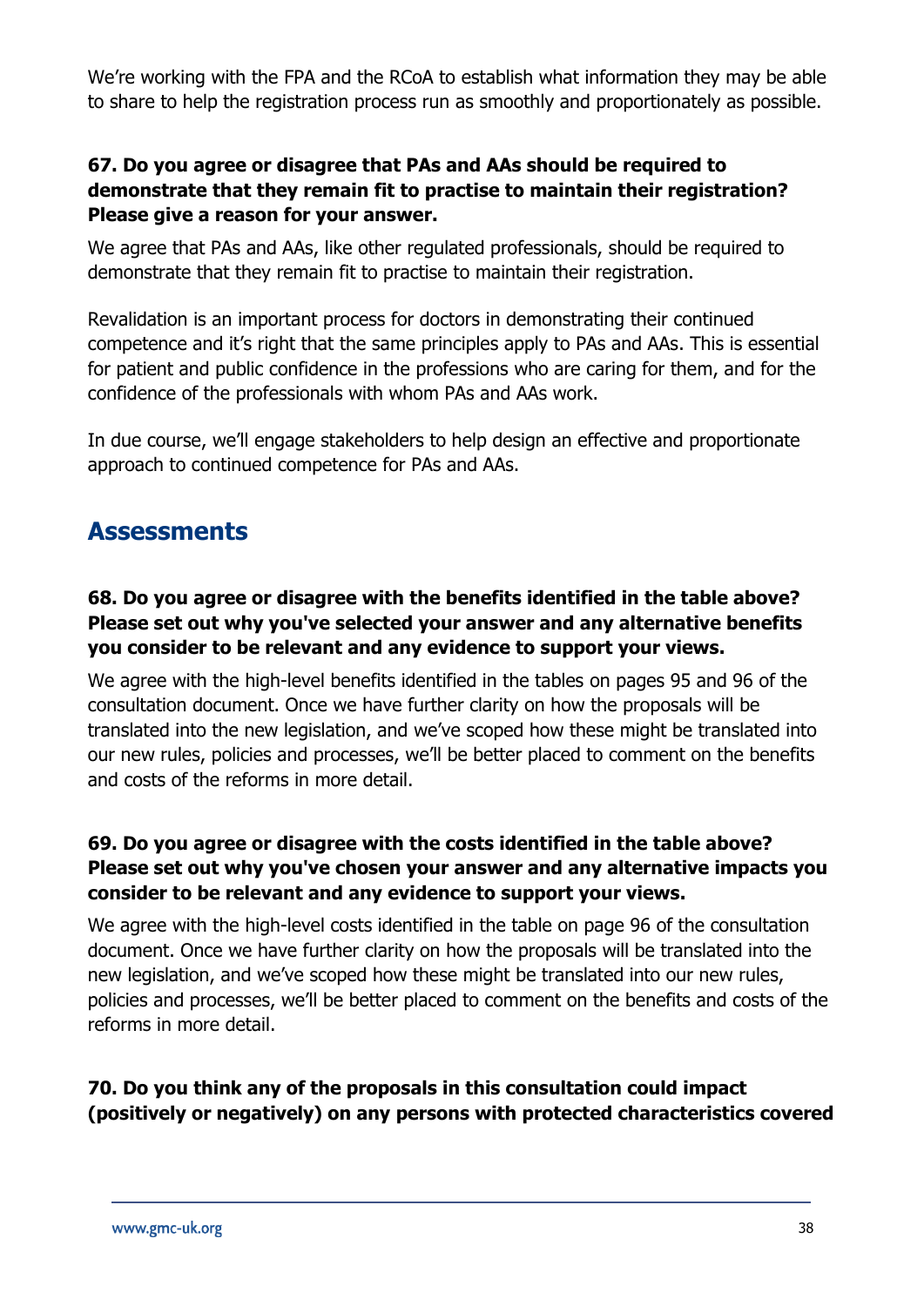We're working with the FPA and the RCoA to establish what information they may be able to share to help the registration process run as smoothly and proportionately as possible.

**67. Do you agree or disagree that PAs and AAs should be required to demonstrate that they remain fit to practise to maintain their registration? Please give a reason for your answer.**

We agree that PAs and AAs, like other regulated professionals, should be required to demonstrate that they remain fit to practise to maintain their registration.

Revalidation is an important process for doctors in demonstrating their continued competence and it's right that the same principles apply to PAs and AAs. This is essential for patient and public confidence in the professions who are caring for them, and for the confidence of the professionals with whom PAs and AAs work.

In due course, we'll engage stakeholders to help design an effective and proportionate approach to continued competence for PAs and AAs.

## Assessments

**68. Do you agree or disagree with the benefits identified in the table above? Please set out why you've selected your answer and any alternative benefits you consider to be relevant and any evidence to support your views.**

We agree with the high-level benefits identified in the tables on pages 95 and 96 of the consultation document. Once we have further clarity on how the proposals will be translated into the new legislation, and we've scoped how these might be translated into our new rules, policies and processes, we'll be better placed to comment on the benefits and costs of the reforms in more detail.

**69. Do you agree or disagree with the costs identified in the table above? Please set out why you've chosen your answer and any alternative impacts you consider to be relevant and any evidence to support your views.**

We agree with the high-level costs identified in the table on page 96 of the consultation document. Once we have further clarity on how the proposals will be translated into the new legislation, and we've scoped how these might be translated into our new rules, policies and processes, we'll be better placed to comment on the benefits and costs of the reforms in more detail.

**70. Do you think any of the proposals in this consultation could impact (positively or negatively) on any persons with protected characteristics covered**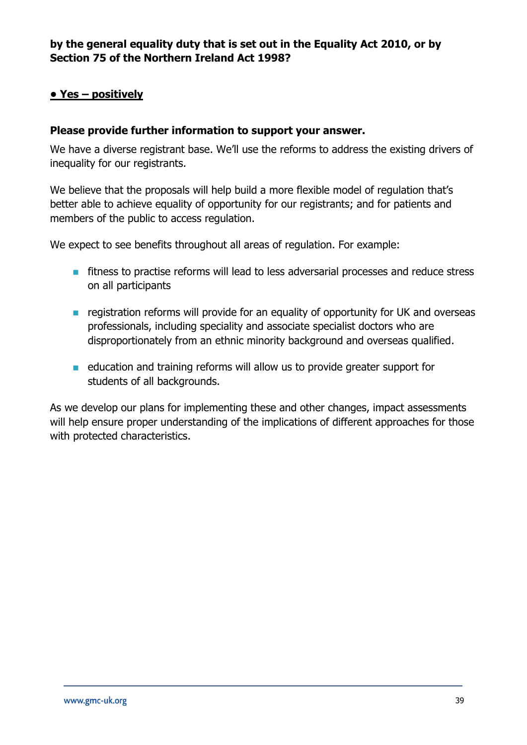**by the general equality duty that is set out in the Equality Act 2010, or by Section 75 of the Northern Ireland Act 1998?**

**• Yes – positively**

**Please provide further information to support your answer.**

We have a diverse registrant base. We'll use the reforms to address the existing drivers of inequality for our registrants.

We believe that the proposals will help build a more flexible model of regulation that's better able to achieve equality of opportunity for our registrants; and for patients and members of the public to access regulation.

We expect to see benefits throughout all areas of regulation. For example:

- fitness to practise reforms will lead to less adversarial processes and reduce stress on all participants
- registration reforms will provide for an equality of opportunity for UK and overseas professionals, including speciality and associate specialist doctors who are disproportionately from an ethnic minority background and overseas qualified.
- education and training reforms will allow us to provide greater support for students of all backgrounds.

As we develop our plans for implementing these and other changes, impact assessments will help ensure proper understanding of the implications of different approaches for those with protected characteristics.